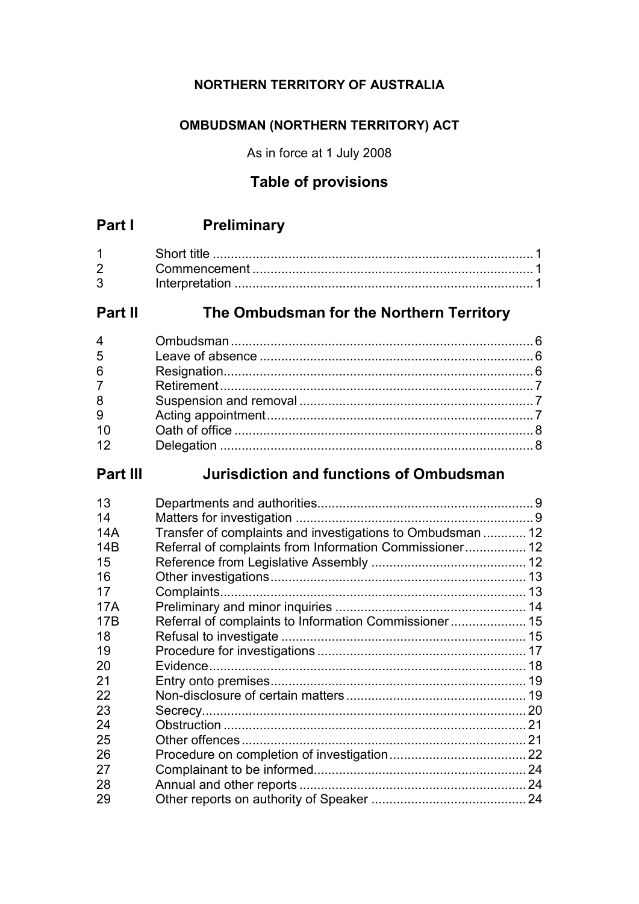**NORTHERN TERRITORY OF AUSTRALIA**

**OMBUDSMAN (NORTHERN TERRITORY) ACT**

As in force at 1 July 2008

## Table of provisions

## Part I Preliminary

| | | |
|---|---|---|
| 1 | Short title | 1 |
| 2 | Commencement | 1 |
| 3 | Interpretation | 1 |

## Part II The Ombudsman for the Northern Territory

| | | |
|---|---|---|
| 4 | Ombudsman | 6 |
| 5 | Leave of absence | 6 |
| 6 | Resignation | 6 |
| 7 | Retirement | 7 |
| 8 | Suspension and removal | 7 |
| 9 | Acting appointment | 7 |
| 10 | Oath of office | 8 |
| 12 | Delegation | 8 |

## Part III Jurisdiction and functions of Ombudsman

| | | |
|---|---|---|
| 13 | Departments and authorities | 9 |
| 14 | Matters for investigation | 9 |
| 14A | Transfer of complaints and investigations to Ombudsman | 12 |
| 14B | Referral of complaints from Information Commissioner | 12 |
| 15 | Reference from Legislative Assembly | 12 |
| 16 | Other investigations | 13 |
| 17 | Complaints | 13 |
| 17A | Preliminary and minor inquiries | 14 |
| 17B | Referral of complaints to Information Commissioner | 15 |
| 18 | Refusal to investigate | 15 |
| 19 | Procedure for investigations | 17 |
| 20 | Evidence | 18 |
| 21 | Entry onto premises | 19 |
| 22 | Non-disclosure of certain matters | 19 |
| 23 | Secrecy | 20 |
| 24 | Obstruction | 21 |
| 25 | Other offences | 21 |
| 26 | Procedure on completion of investigation | 22 |
| 27 | Complainant to be informed | 24 |
| 28 | Annual and other reports | 24 |
| 29 | Other reports on authority of Speaker | 24 |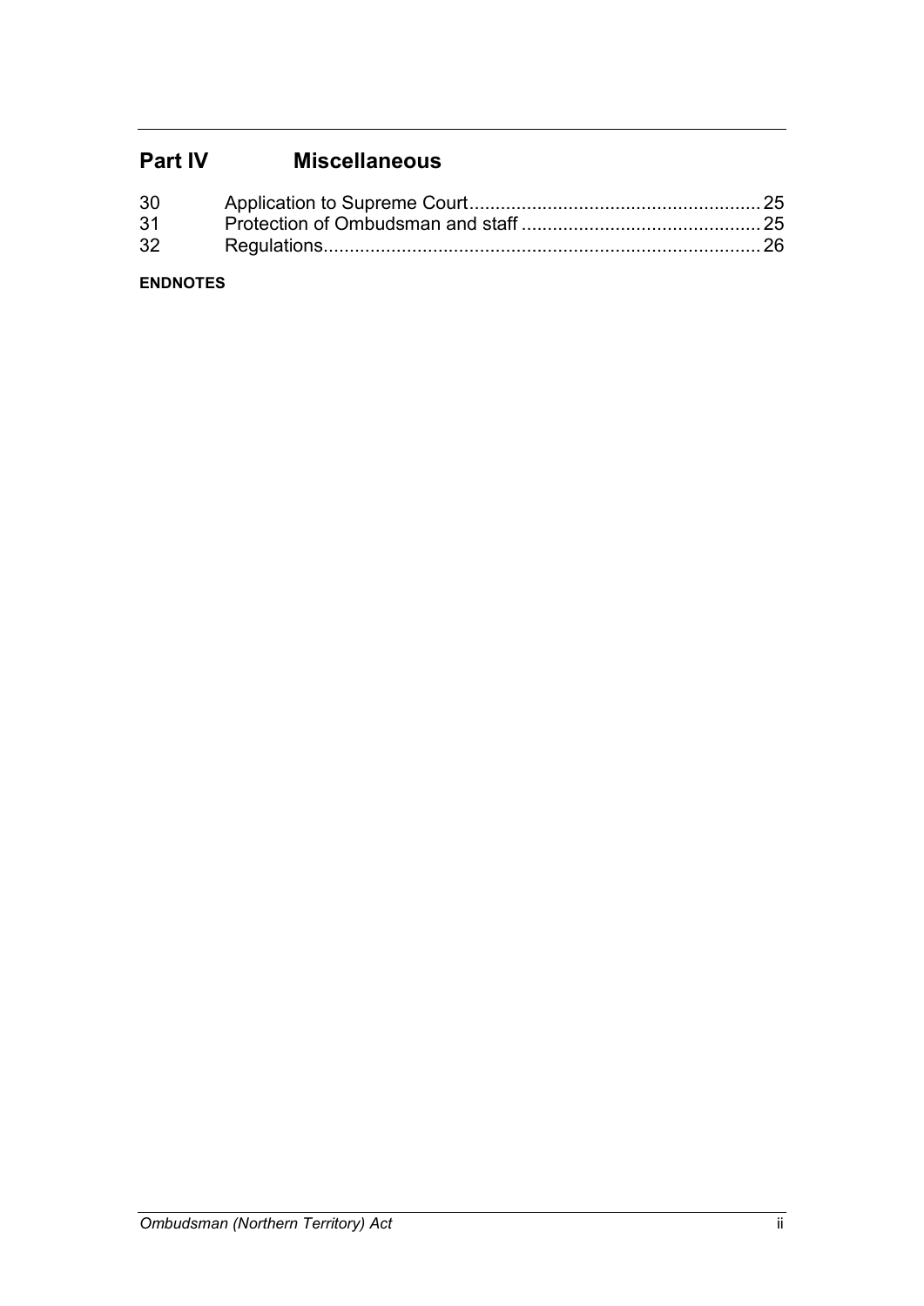## Part IV Miscellaneous

| | | |
|---|---|---|
| 30 | Application to Supreme Court | 25 |
| 31 | Protection of Ombudsman and staff | 25 |
| 32 | Regulations | 26 |

**ENDNOTES**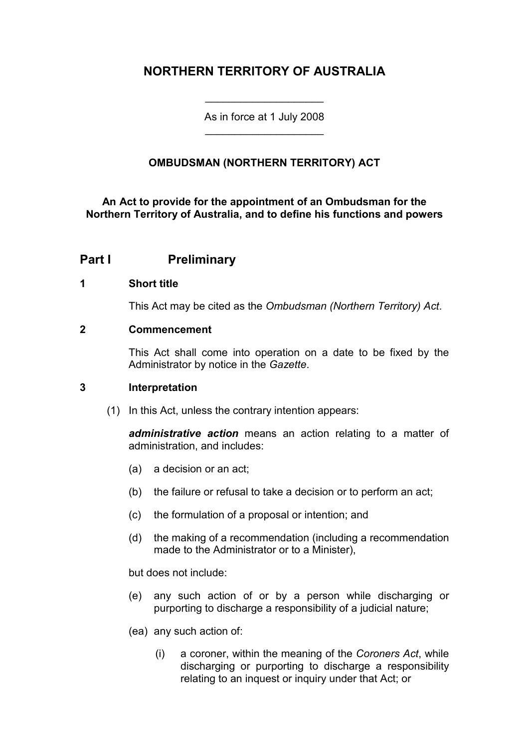# NORTHERN TERRITORY OF AUSTRALIA

As in force at 1 July 2008

**OMBUDSMAN (NORTHERN TERRITORY) ACT**

**An Act to provide for the appointment of an Ombudsman for the Northern Territory of Australia, and to define his functions and powers**

## Part I Preliminary

### 1 Short title

This Act may be cited as the *Ombudsman (Northern Territory) Act*.

### 2 Commencement

This Act shall come into operation on a date to be fixed by the Administrator by notice in the *Gazette*.

### 3 Interpretation

(1) In this Act, unless the contrary intention appears:

***administrative action*** means an action relating to a matter of administration, and includes:

(a) a decision or an act;

(b) the failure or refusal to take a decision or to perform an act;

(c) the formulation of a proposal or intention; and

(d) the making of a recommendation (including a recommendation made to the Administrator or to a Minister),

but does not include:

(e) any such action of or by a person while discharging or purporting to discharge a responsibility of a judicial nature;

(ea) any such action of:

(i) a coroner, within the meaning of the *Coroners Act*, while discharging or purporting to discharge a responsibility relating to an inquest or inquiry under that Act; or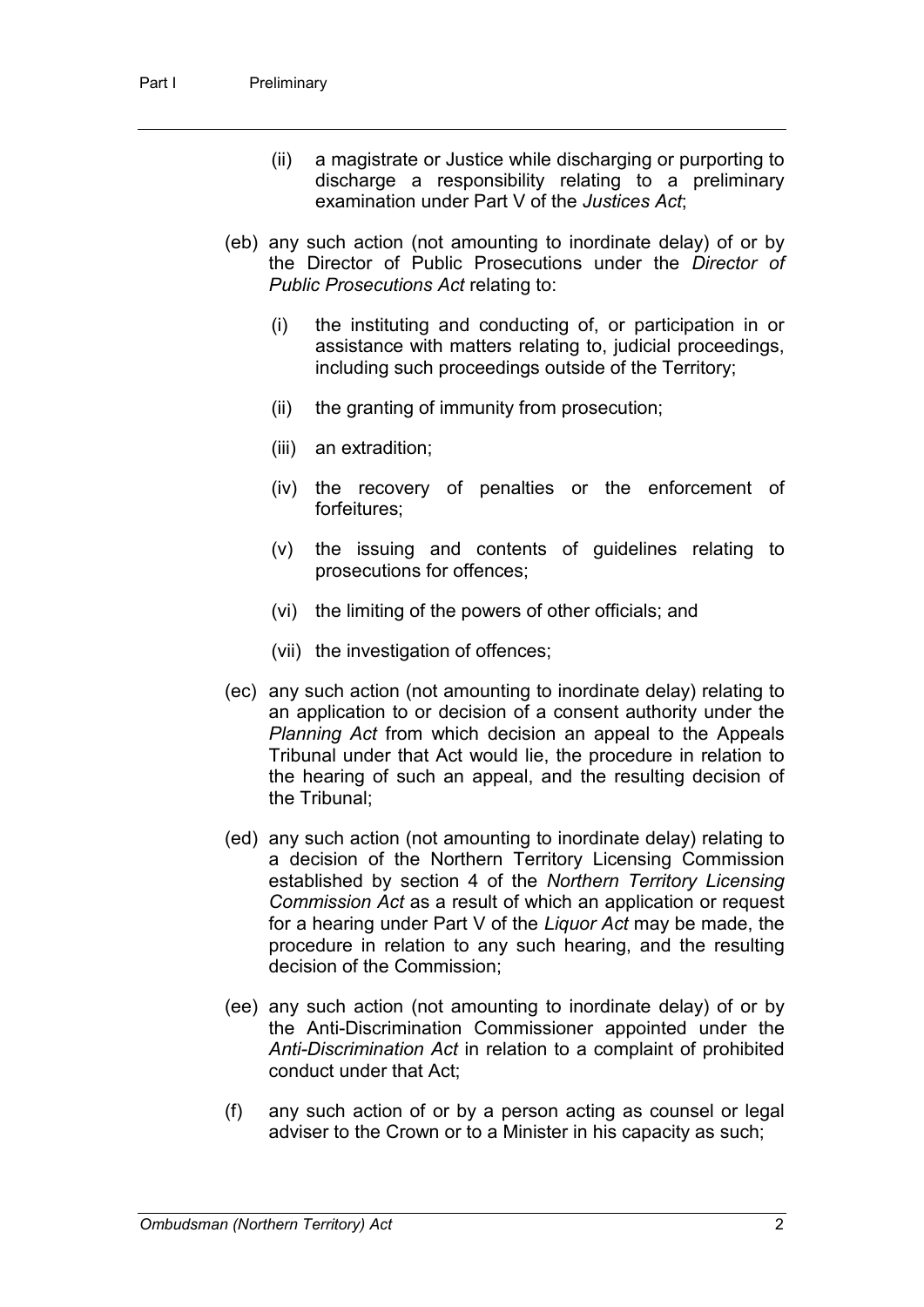(ii) a magistrate or Justice while discharging or purporting to discharge a responsibility relating to a preliminary examination under Part V of the *Justices Act*;

(eb) any such action (not amounting to inordinate delay) of or by the Director of Public Prosecutions under the *Director of Public Prosecutions Act* relating to:

(i) the instituting and conducting of, or participation in or assistance with matters relating to, judicial proceedings, including such proceedings outside of the Territory;

(ii) the granting of immunity from prosecution;

(iii) an extradition;

(iv) the recovery of penalties or the enforcement of forfeitures;

(v) the issuing and contents of guidelines relating to prosecutions for offences;

(vi) the limiting of the powers of other officials; and

(vii) the investigation of offences;

(ec) any such action (not amounting to inordinate delay) relating to an application to or decision of a consent authority under the *Planning Act* from which decision an appeal to the Appeals Tribunal under that Act would lie, the procedure in relation to the hearing of such an appeal, and the resulting decision of the Tribunal;

(ed) any such action (not amounting to inordinate delay) relating to a decision of the Northern Territory Licensing Commission established by section 4 of the *Northern Territory Licensing Commission Act* as a result of which an application or request for a hearing under Part V of the *Liquor Act* may be made, the procedure in relation to any such hearing, and the resulting decision of the Commission;

(ee) any such action (not amounting to inordinate delay) of or by the Anti-Discrimination Commissioner appointed under the *Anti-Discrimination Act* in relation to a complaint of prohibited conduct under that Act;

(f) any such action of or by a person acting as counsel or legal adviser to the Crown or to a Minister in his capacity as such;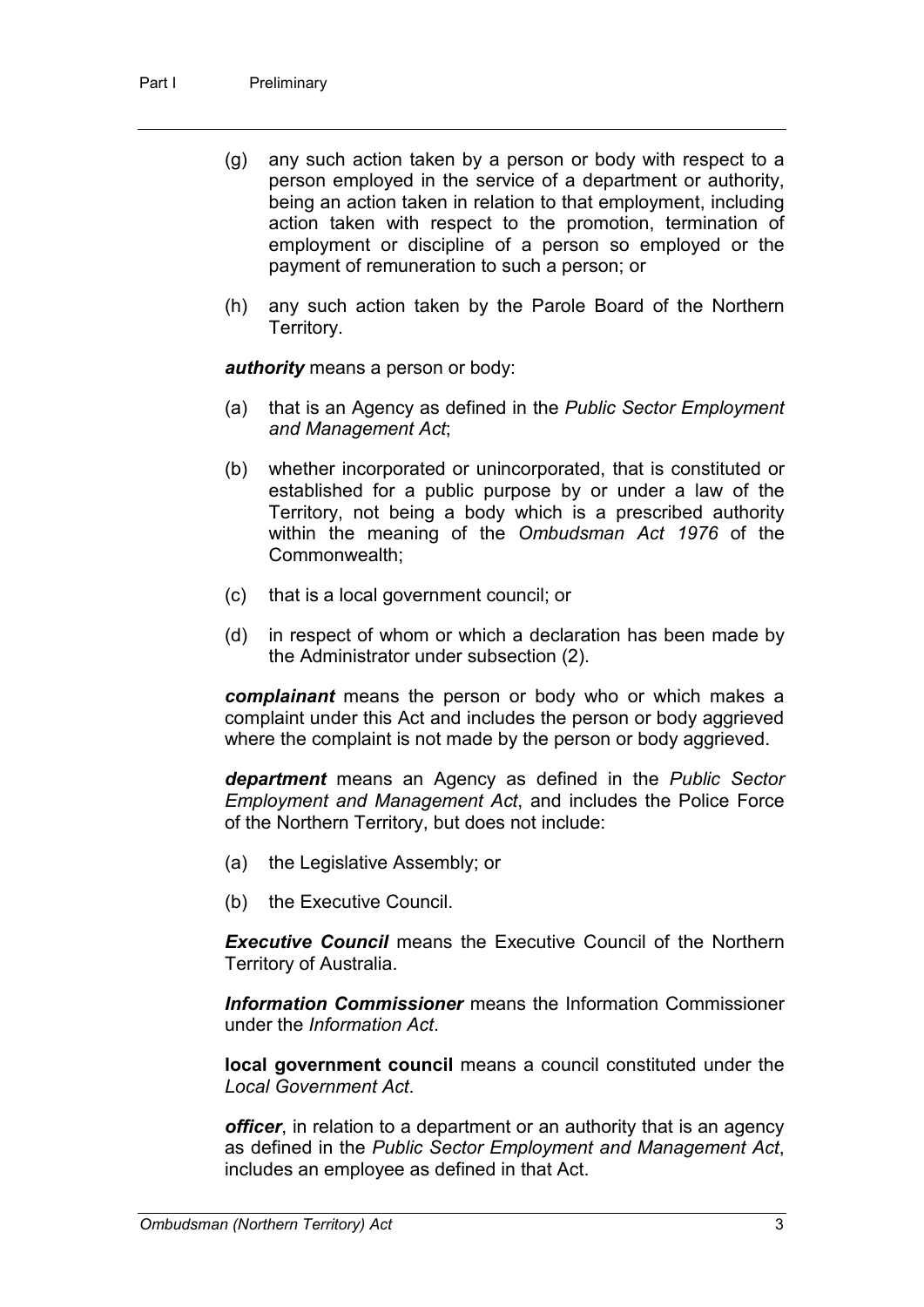(g) any such action taken by a person or body with respect to a person employed in the service of a department or authority, being an action taken in relation to that employment, including action taken with respect to the promotion, termination of employment or discipline of a person so employed or the payment of remuneration to such a person; or

(h) any such action taken by the Parole Board of the Northern Territory.

***authority*** means a person or body:

(a) that is an Agency as defined in the *Public Sector Employment and Management Act*;

(b) whether incorporated or unincorporated, that is constituted or established for a public purpose by or under a law of the Territory, not being a body which is a prescribed authority within the meaning of the *Ombudsman Act 1976* of the Commonwealth;

(c) that is a local government council; or

(d) in respect of whom or which a declaration has been made by the Administrator under subsection (2).

***complainant*** means the person or body who or which makes a complaint under this Act and includes the person or body aggrieved where the complaint is not made by the person or body aggrieved.

***department*** means an Agency as defined in the *Public Sector Employment and Management Act*, and includes the Police Force of the Northern Territory, but does not include:

(a) the Legislative Assembly; or

(b) the Executive Council.

***Executive Council*** means the Executive Council of the Northern Territory of Australia.

***Information Commissioner*** means the Information Commissioner under the *Information Act*.

**local government council** means a council constituted under the *Local Government Act*.

***officer***, in relation to a department or an authority that is an agency as defined in the *Public Sector Employment and Management Act*, includes an employee as defined in that Act.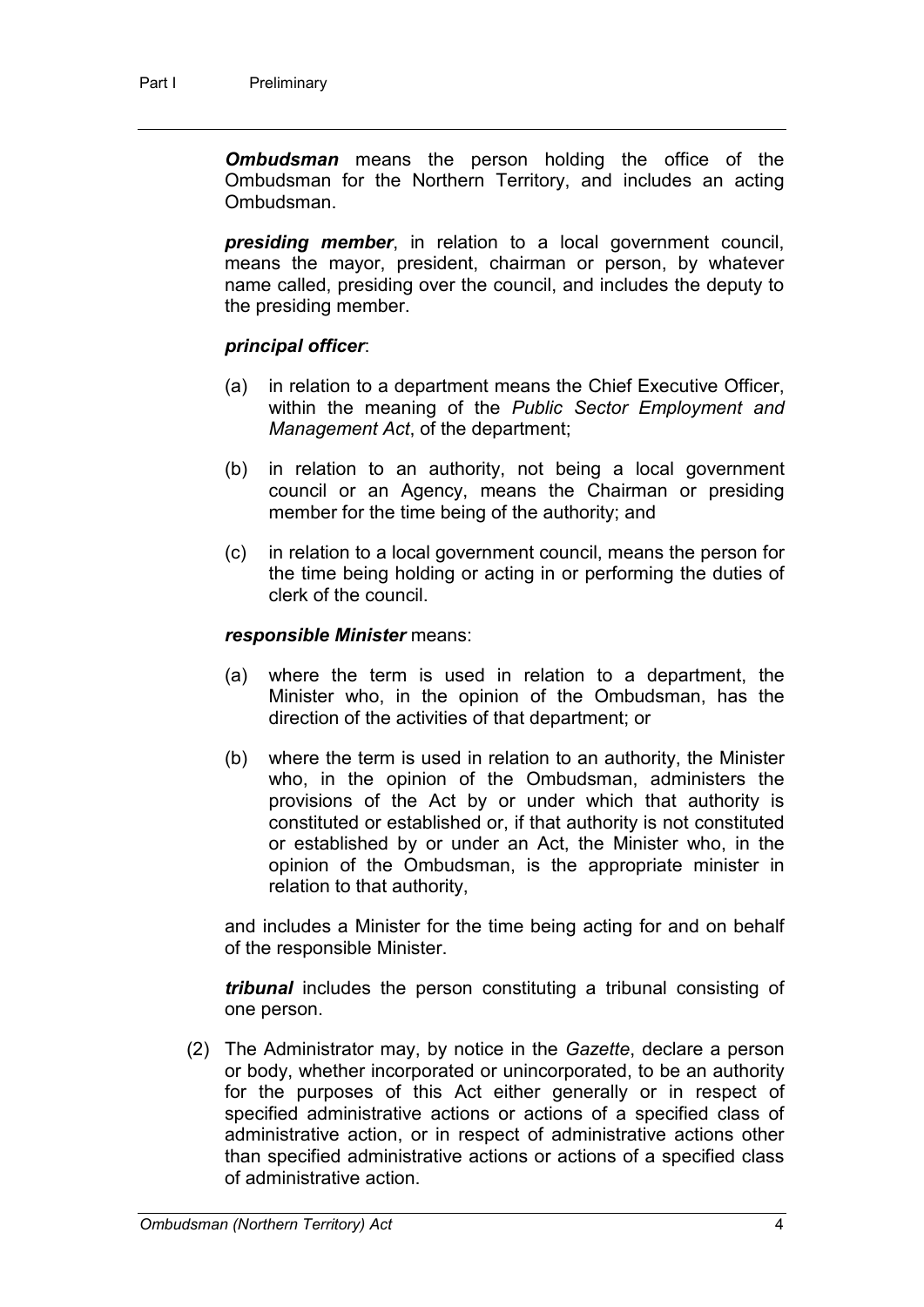***Ombudsman*** means the person holding the office of the Ombudsman for the Northern Territory, and includes an acting Ombudsman.

***presiding member***, in relation to a local government council, means the mayor, president, chairman or person, by whatever name called, presiding over the council, and includes the deputy to the presiding member.

***principal officer***:

(a) in relation to a department means the Chief Executive Officer, within the meaning of the *Public Sector Employment and Management Act*, of the department;

(b) in relation to an authority, not being a local government council or an Agency, means the Chairman or presiding member for the time being of the authority; and

(c) in relation to a local government council, means the person for the time being holding or acting in or performing the duties of clerk of the council.

***responsible Minister*** means:

(a) where the term is used in relation to a department, the Minister who, in the opinion of the Ombudsman, has the direction of the activities of that department; or

(b) where the term is used in relation to an authority, the Minister who, in the opinion of the Ombudsman, administers the provisions of the Act by or under which that authority is constituted or established or, if that authority is not constituted or established by or under an Act, the Minister who, in the opinion of the Ombudsman, is the appropriate minister in relation to that authority,

and includes a Minister for the time being acting for and on behalf of the responsible Minister.

***tribunal*** includes the person constituting a tribunal consisting of one person.

(2) The Administrator may, by notice in the *Gazette*, declare a person or body, whether incorporated or unincorporated, to be an authority for the purposes of this Act either generally or in respect of specified administrative actions or actions of a specified class of administrative action, or in respect of administrative actions other than specified administrative actions or actions of a specified class of administrative action.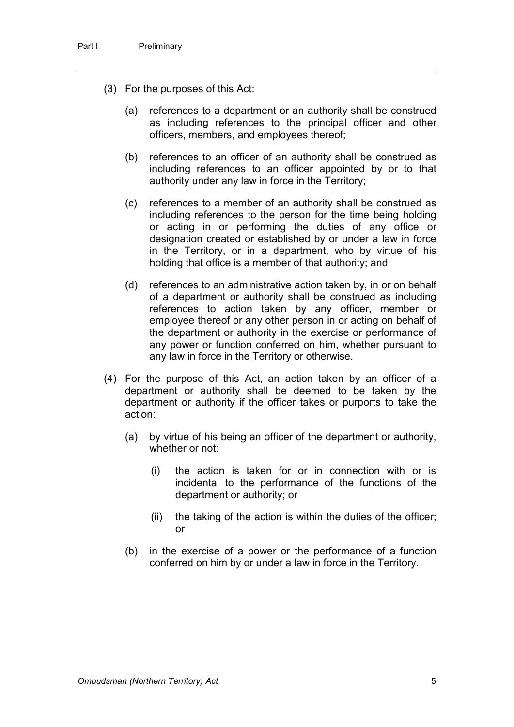(3) For the purposes of this Act:

(a) references to a department or an authority shall be construed as including references to the principal officer and other officers, members, and employees thereof;

(b) references to an officer of an authority shall be construed as including references to an officer appointed by or to that authority under any law in force in the Territory;

(c) references to a member of an authority shall be construed as including references to the person for the time being holding or acting in or performing the duties of any office or designation created or established by or under a law in force in the Territory, or in a department, who by virtue of his holding that office is a member of that authority; and

(d) references to an administrative action taken by, in or on behalf of a department or authority shall be construed as including references to action taken by any officer, member or employee thereof or any other person in or acting on behalf of the department or authority in the exercise or performance of any power or function conferred on him, whether pursuant to any law in force in the Territory or otherwise.

(4) For the purpose of this Act, an action taken by an officer of a department or authority shall be deemed to be taken by the department or authority if the officer takes or purports to take the action:

(a) by virtue of his being an officer of the department or authority, whether or not:

(i) the action is taken for or in connection with or is incidental to the performance of the functions of the department or authority; or

(ii) the taking of the action is within the duties of the officer; or

(b) in the exercise of a power or the performance of a function conferred on him by or under a law in force in the Territory.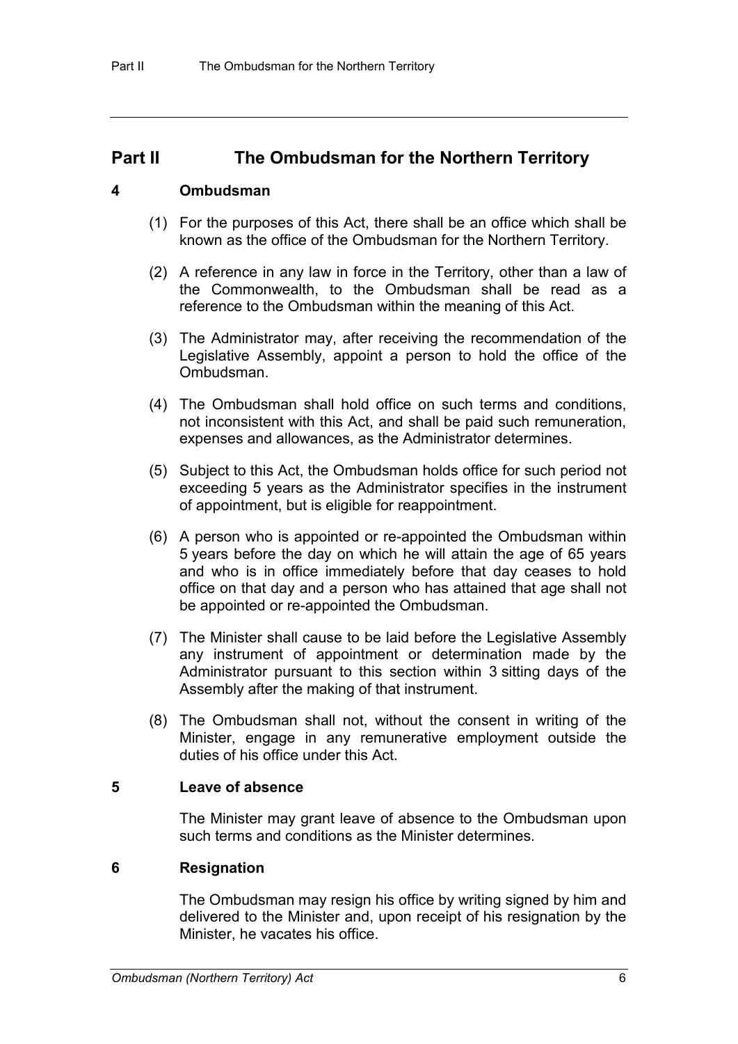## Part II The Ombudsman for the Northern Territory

### 4 Ombudsman

(1) For the purposes of this Act, there shall be an office which shall be known as the office of the Ombudsman for the Northern Territory.

(2) A reference in any law in force in the Territory, other than a law of the Commonwealth, to the Ombudsman shall be read as a reference to the Ombudsman within the meaning of this Act.

(3) The Administrator may, after receiving the recommendation of the Legislative Assembly, appoint a person to hold the office of the Ombudsman.

(4) The Ombudsman shall hold office on such terms and conditions, not inconsistent with this Act, and shall be paid such remuneration, expenses and allowances, as the Administrator determines.

(5) Subject to this Act, the Ombudsman holds office for such period not exceeding 5 years as the Administrator specifies in the instrument of appointment, but is eligible for reappointment.

(6) A person who is appointed or re-appointed the Ombudsman within 5 years before the day on which he will attain the age of 65 years and who is in office immediately before that day ceases to hold office on that day and a person who has attained that age shall not be appointed or re-appointed the Ombudsman.

(7) The Minister shall cause to be laid before the Legislative Assembly any instrument of appointment or determination made by the Administrator pursuant to this section within 3 sitting days of the Assembly after the making of that instrument.

(8) The Ombudsman shall not, without the consent in writing of the Minister, engage in any remunerative employment outside the duties of his office under this Act.

### 5 Leave of absence

The Minister may grant leave of absence to the Ombudsman upon such terms and conditions as the Minister determines.

### 6 Resignation

The Ombudsman may resign his office by writing signed by him and delivered to the Minister and, upon receipt of his resignation by the Minister, he vacates his office.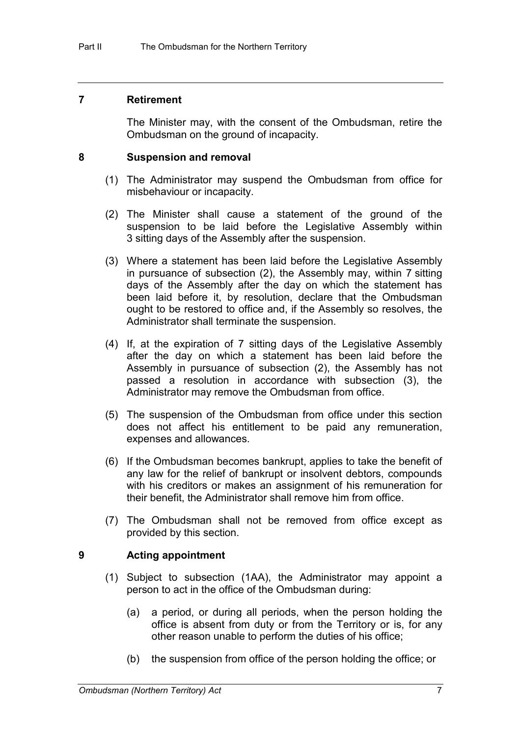## 7 Retirement

The Minister may, with the consent of the Ombudsman, retire the Ombudsman on the ground of incapacity.

## 8 Suspension and removal

(1) The Administrator may suspend the Ombudsman from office for misbehaviour or incapacity.

(2) The Minister shall cause a statement of the ground of the suspension to be laid before the Legislative Assembly within 3 sitting days of the Assembly after the suspension.

(3) Where a statement has been laid before the Legislative Assembly in pursuance of subsection (2), the Assembly may, within 7 sitting days of the Assembly after the day on which the statement has been laid before it, by resolution, declare that the Ombudsman ought to be restored to office and, if the Assembly so resolves, the Administrator shall terminate the suspension.

(4) If, at the expiration of 7 sitting days of the Legislative Assembly after the day on which a statement has been laid before the Assembly in pursuance of subsection (2), the Assembly has not passed a resolution in accordance with subsection (3), the Administrator may remove the Ombudsman from office.

(5) The suspension of the Ombudsman from office under this section does not affect his entitlement to be paid any remuneration, expenses and allowances.

(6) If the Ombudsman becomes bankrupt, applies to take the benefit of any law for the relief of bankrupt or insolvent debtors, compounds with his creditors or makes an assignment of his remuneration for their benefit, the Administrator shall remove him from office.

(7) The Ombudsman shall not be removed from office except as provided by this section.

## 9 Acting appointment

(1) Subject to subsection (1AA), the Administrator may appoint a person to act in the office of the Ombudsman during:

(a) a period, or during all periods, when the person holding the office is absent from duty or from the Territory or is, for any other reason unable to perform the duties of his office;

(b) the suspension from office of the person holding the office; or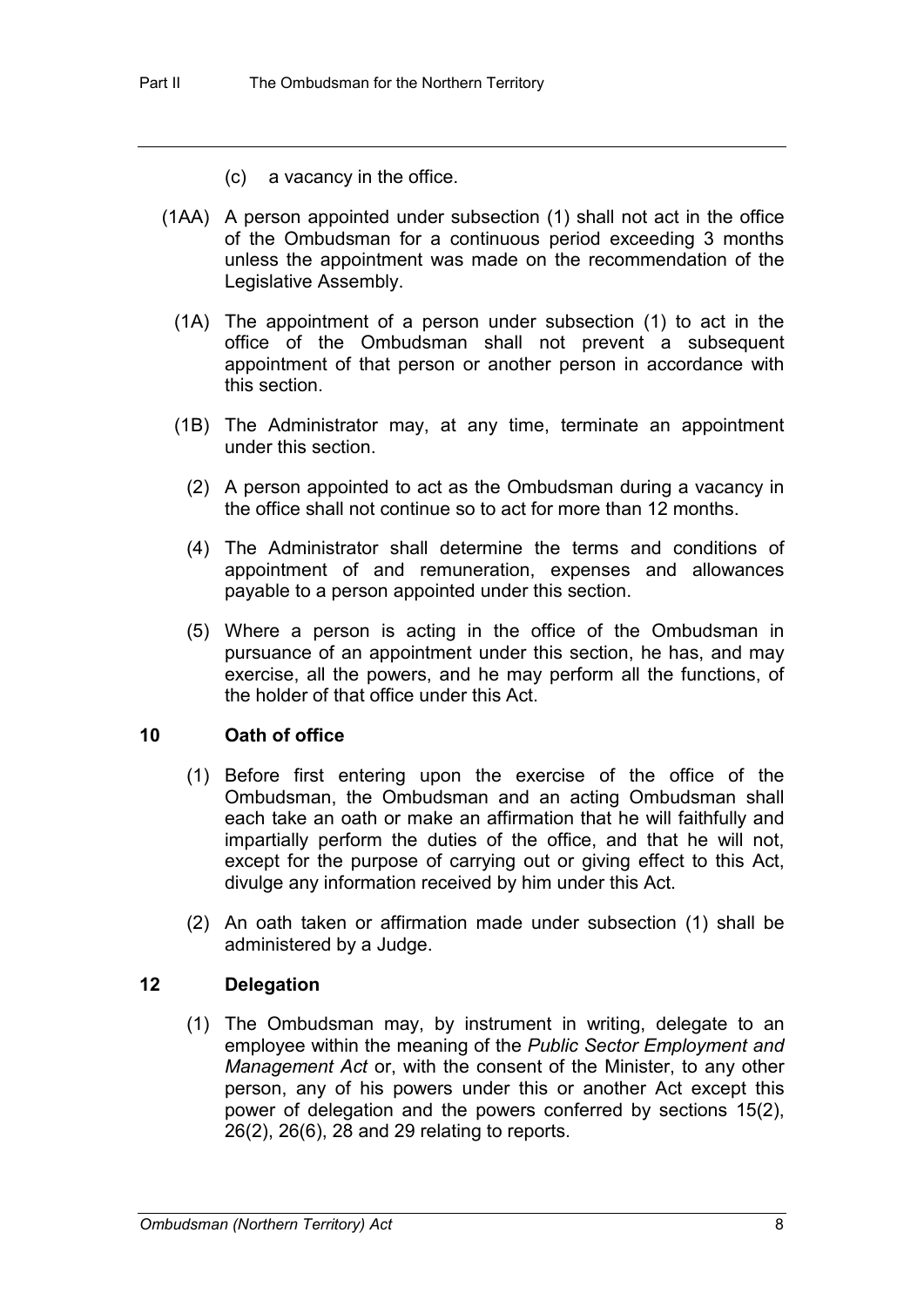(c) a vacancy in the office.

(1AA) A person appointed under subsection (1) shall not act in the office of the Ombudsman for a continuous period exceeding 3 months unless the appointment was made on the recommendation of the Legislative Assembly.

(1A) The appointment of a person under subsection (1) to act in the office of the Ombudsman shall not prevent a subsequent appointment of that person or another person in accordance with this section.

(1B) The Administrator may, at any time, terminate an appointment under this section.

(2) A person appointed to act as the Ombudsman during a vacancy in the office shall not continue so to act for more than 12 months.

(4) The Administrator shall determine the terms and conditions of appointment of and remuneration, expenses and allowances payable to a person appointed under this section.

(5) Where a person is acting in the office of the Ombudsman in pursuance of an appointment under this section, he has, and may exercise, all the powers, and he may perform all the functions, of the holder of that office under this Act.

### 10 Oath of office

(1) Before first entering upon the exercise of the office of the Ombudsman, the Ombudsman and an acting Ombudsman shall each take an oath or make an affirmation that he will faithfully and impartially perform the duties of the office, and that he will not, except for the purpose of carrying out or giving effect to this Act, divulge any information received by him under this Act.

(2) An oath taken or affirmation made under subsection (1) shall be administered by a Judge.

### 12 Delegation

(1) The Ombudsman may, by instrument in writing, delegate to an employee within the meaning of the *Public Sector Employment and Management Act* or, with the consent of the Minister, to any other person, any of his powers under this or another Act except this power of delegation and the powers conferred by sections 15(2), 26(2), 26(6), 28 and 29 relating to reports.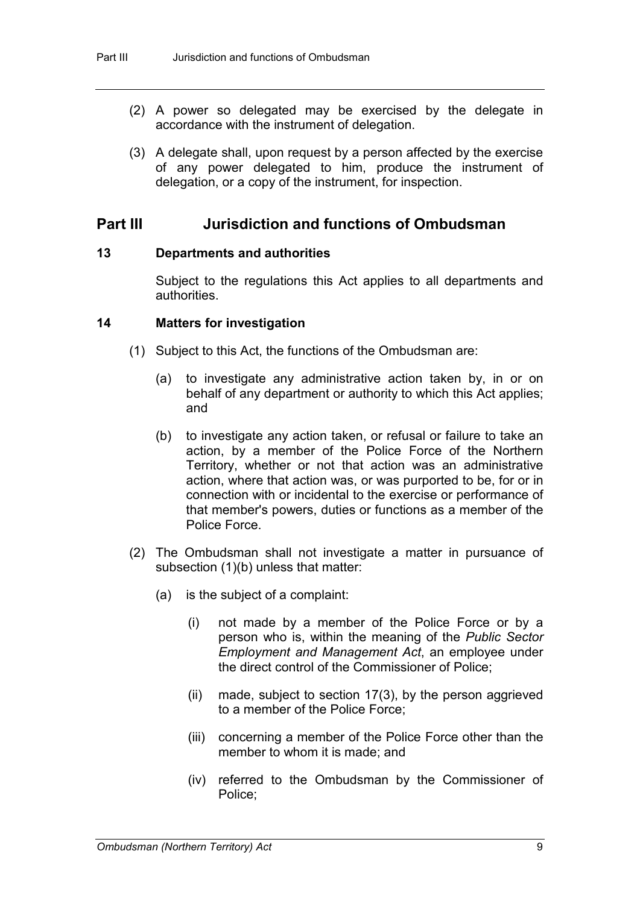(2) A power so delegated may be exercised by the delegate in accordance with the instrument of delegation.

(3) A delegate shall, upon request by a person affected by the exercise of any power delegated to him, produce the instrument of delegation, or a copy of the instrument, for inspection.

## Part III Jurisdiction and functions of Ombudsman

### 13 Departments and authorities

Subject to the regulations this Act applies to all departments and authorities.

### 14 Matters for investigation

(1) Subject to this Act, the functions of the Ombudsman are:

(a) to investigate any administrative action taken by, in or on behalf of any department or authority to which this Act applies; and

(b) to investigate any action taken, or refusal or failure to take an action, by a member of the Police Force of the Northern Territory, whether or not that action was an administrative action, where that action was, or was purported to be, for or in connection with or incidental to the exercise or performance of that member's powers, duties or functions as a member of the Police Force.

(2) The Ombudsman shall not investigate a matter in pursuance of subsection (1)(b) unless that matter:

(a) is the subject of a complaint:

(i) not made by a member of the Police Force or by a person who is, within the meaning of the *Public Sector Employment and Management Act*, an employee under the direct control of the Commissioner of Police;

(ii) made, subject to section 17(3), by the person aggrieved to a member of the Police Force;

(iii) concerning a member of the Police Force other than the member to whom it is made; and

(iv) referred to the Ombudsman by the Commissioner of Police;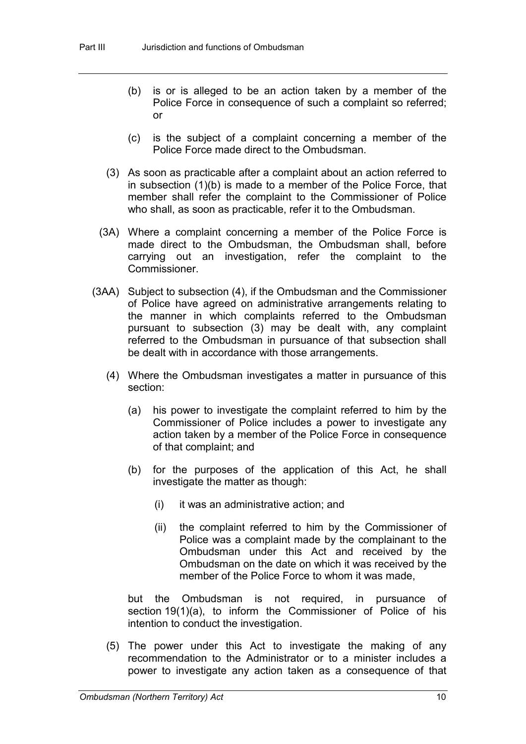(b) is or is alleged to be an action taken by a member of the Police Force in consequence of such a complaint so referred; or

(c) is the subject of a complaint concerning a member of the Police Force made direct to the Ombudsman.

(3) As soon as practicable after a complaint about an action referred to in subsection (1)(b) is made to a member of the Police Force, that member shall refer the complaint to the Commissioner of Police who shall, as soon as practicable, refer it to the Ombudsman.

(3A) Where a complaint concerning a member of the Police Force is made direct to the Ombudsman, the Ombudsman shall, before carrying out an investigation, refer the complaint to the Commissioner.

(3AA) Subject to subsection (4), if the Ombudsman and the Commissioner of Police have agreed on administrative arrangements relating to the manner in which complaints referred to the Ombudsman pursuant to subsection (3) may be dealt with, any complaint referred to the Ombudsman in pursuance of that subsection shall be dealt with in accordance with those arrangements.

(4) Where the Ombudsman investigates a matter in pursuance of this section:

(a) his power to investigate the complaint referred to him by the Commissioner of Police includes a power to investigate any action taken by a member of the Police Force in consequence of that complaint; and

(b) for the purposes of the application of this Act, he shall investigate the matter as though:

(i) it was an administrative action; and

(ii) the complaint referred to him by the Commissioner of Police was a complaint made by the complainant to the Ombudsman under this Act and received by the Ombudsman on the date on which it was received by the member of the Police Force to whom it was made,

but the Ombudsman is not required, in pursuance of section 19(1)(a), to inform the Commissioner of Police of his intention to conduct the investigation.

(5) The power under this Act to investigate the making of any recommendation to the Administrator or to a minister includes a power to investigate any action taken as a consequence of that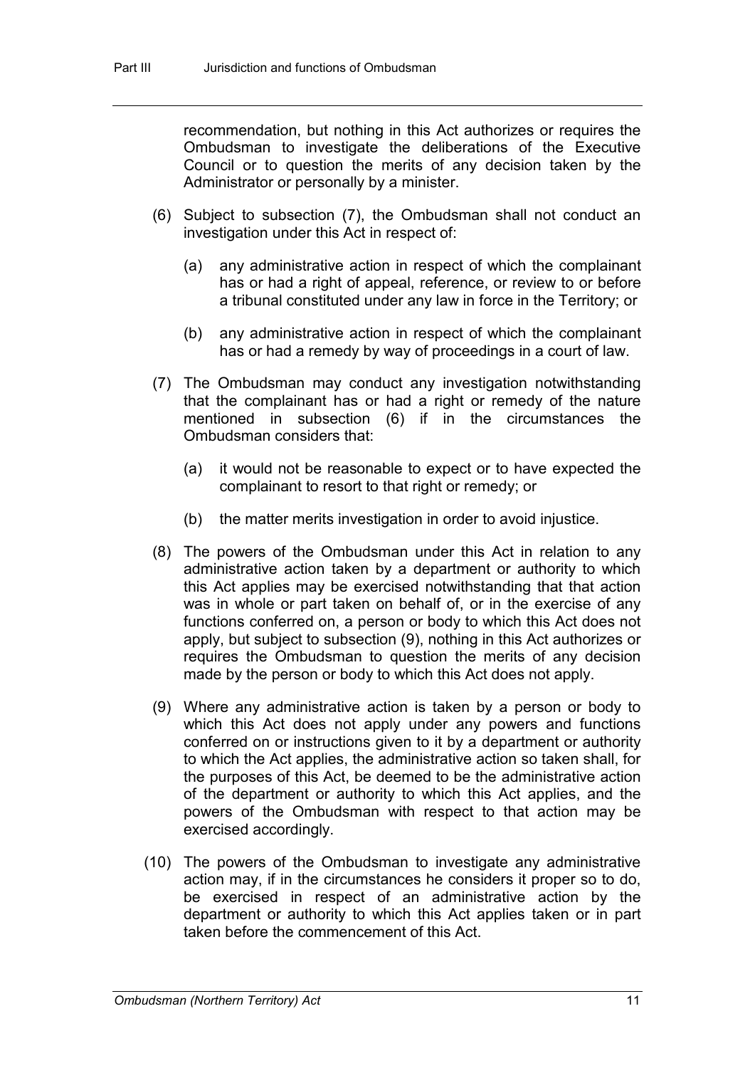recommendation, but nothing in this Act authorizes or requires the Ombudsman to investigate the deliberations of the Executive Council or to question the merits of any decision taken by the Administrator or personally by a minister.

(6) Subject to subsection (7), the Ombudsman shall not conduct an investigation under this Act in respect of:

(a) any administrative action in respect of which the complainant has or had a right of appeal, reference, or review to or before a tribunal constituted under any law in force in the Territory; or

(b) any administrative action in respect of which the complainant has or had a remedy by way of proceedings in a court of law.

(7) The Ombudsman may conduct any investigation notwithstanding that the complainant has or had a right or remedy of the nature mentioned in subsection (6) if in the circumstances the Ombudsman considers that:

(a) it would not be reasonable to expect or to have expected the complainant to resort to that right or remedy; or

(b) the matter merits investigation in order to avoid injustice.

(8) The powers of the Ombudsman under this Act in relation to any administrative action taken by a department or authority to which this Act applies may be exercised notwithstanding that that action was in whole or part taken on behalf of, or in the exercise of any functions conferred on, a person or body to which this Act does not apply, but subject to subsection (9), nothing in this Act authorizes or requires the Ombudsman to question the merits of any decision made by the person or body to which this Act does not apply.

(9) Where any administrative action is taken by a person or body to which this Act does not apply under any powers and functions conferred on or instructions given to it by a department or authority to which the Act applies, the administrative action so taken shall, for the purposes of this Act, be deemed to be the administrative action of the department or authority to which this Act applies, and the powers of the Ombudsman with respect to that action may be exercised accordingly.

(10) The powers of the Ombudsman to investigate any administrative action may, if in the circumstances he considers it proper so to do, be exercised in respect of an administrative action by the department or authority to which this Act applies taken or in part taken before the commencement of this Act.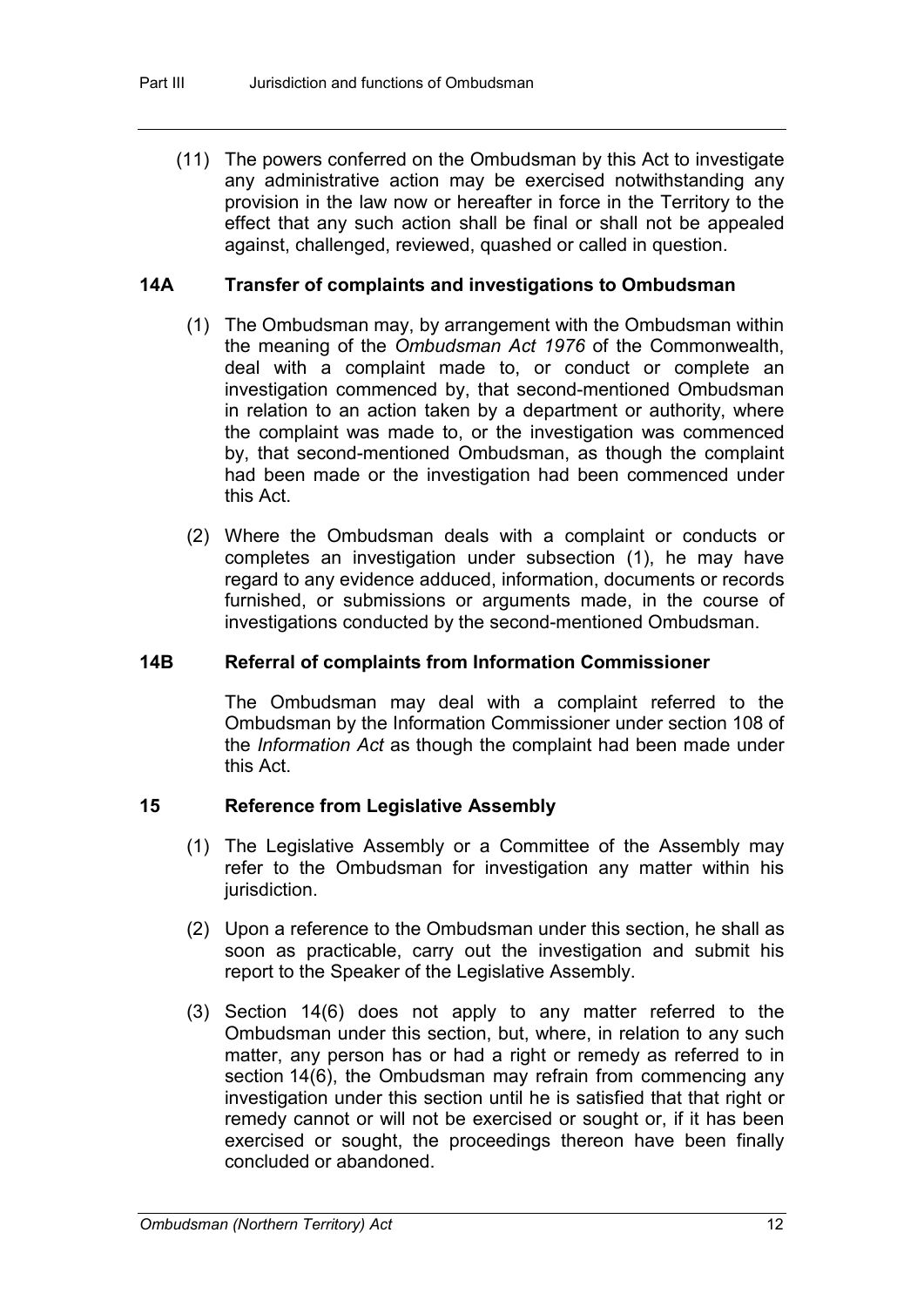(11) The powers conferred on the Ombudsman by this Act to investigate any administrative action may be exercised notwithstanding any provision in the law now or hereafter in force in the Territory to the effect that any such action shall be final or shall not be appealed against, challenged, reviewed, quashed or called in question.

### 14A Transfer of complaints and investigations to Ombudsman

(1) The Ombudsman may, by arrangement with the Ombudsman within the meaning of the *Ombudsman Act 1976* of the Commonwealth, deal with a complaint made to, or conduct or complete an investigation commenced by, that second-mentioned Ombudsman in relation to an action taken by a department or authority, where the complaint was made to, or the investigation was commenced by, that second-mentioned Ombudsman, as though the complaint had been made or the investigation had been commenced under this Act.

(2) Where the Ombudsman deals with a complaint or conducts or completes an investigation under subsection (1), he may have regard to any evidence adduced, information, documents or records furnished, or submissions or arguments made, in the course of investigations conducted by the second-mentioned Ombudsman.

### 14B Referral of complaints from Information Commissioner

The Ombudsman may deal with a complaint referred to the Ombudsman by the Information Commissioner under section 108 of the *Information Act* as though the complaint had been made under this Act.

### 15 Reference from Legislative Assembly

(1) The Legislative Assembly or a Committee of the Assembly may refer to the Ombudsman for investigation any matter within his jurisdiction.

(2) Upon a reference to the Ombudsman under this section, he shall as soon as practicable, carry out the investigation and submit his report to the Speaker of the Legislative Assembly.

(3) Section 14(6) does not apply to any matter referred to the Ombudsman under this section, but, where, in relation to any such matter, any person has or had a right or remedy as referred to in section 14(6), the Ombudsman may refrain from commencing any investigation under this section until he is satisfied that that right or remedy cannot or will not be exercised or sought or, if it has been exercised or sought, the proceedings thereon have been finally concluded or abandoned.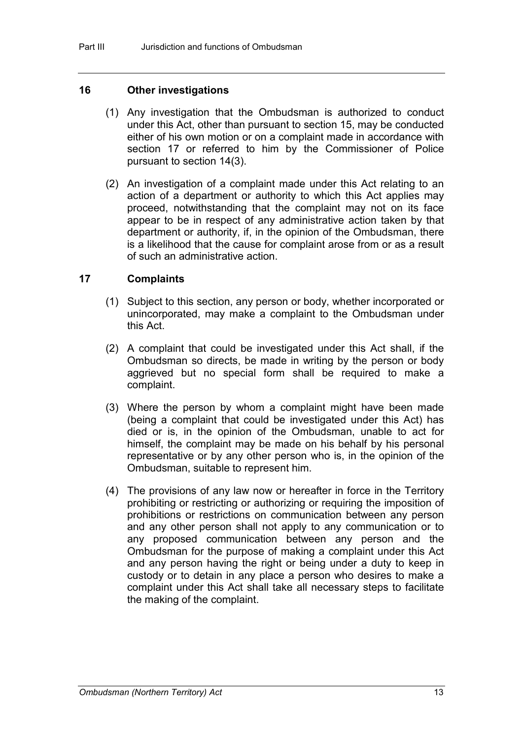## 16 Other investigations

(1) Any investigation that the Ombudsman is authorized to conduct under this Act, other than pursuant to section 15, may be conducted either of his own motion or on a complaint made in accordance with section 17 or referred to him by the Commissioner of Police pursuant to section 14(3).

(2) An investigation of a complaint made under this Act relating to an action of a department or authority to which this Act applies may proceed, notwithstanding that the complaint may not on its face appear to be in respect of any administrative action taken by that department or authority, if, in the opinion of the Ombudsman, there is a likelihood that the cause for complaint arose from or as a result of such an administrative action.

## 17 Complaints

(1) Subject to this section, any person or body, whether incorporated or unincorporated, may make a complaint to the Ombudsman under this Act.

(2) A complaint that could be investigated under this Act shall, if the Ombudsman so directs, be made in writing by the person or body aggrieved but no special form shall be required to make a complaint.

(3) Where the person by whom a complaint might have been made (being a complaint that could be investigated under this Act) has died or is, in the opinion of the Ombudsman, unable to act for himself, the complaint may be made on his behalf by his personal representative or by any other person who is, in the opinion of the Ombudsman, suitable to represent him.

(4) The provisions of any law now or hereafter in force in the Territory prohibiting or restricting or authorizing or requiring the imposition of prohibitions or restrictions on communication between any person and any other person shall not apply to any communication or to any proposed communication between any person and the Ombudsman for the purpose of making a complaint under this Act and any person having the right or being under a duty to keep in custody or to detain in any place a person who desires to make a complaint under this Act shall take all necessary steps to facilitate the making of the complaint.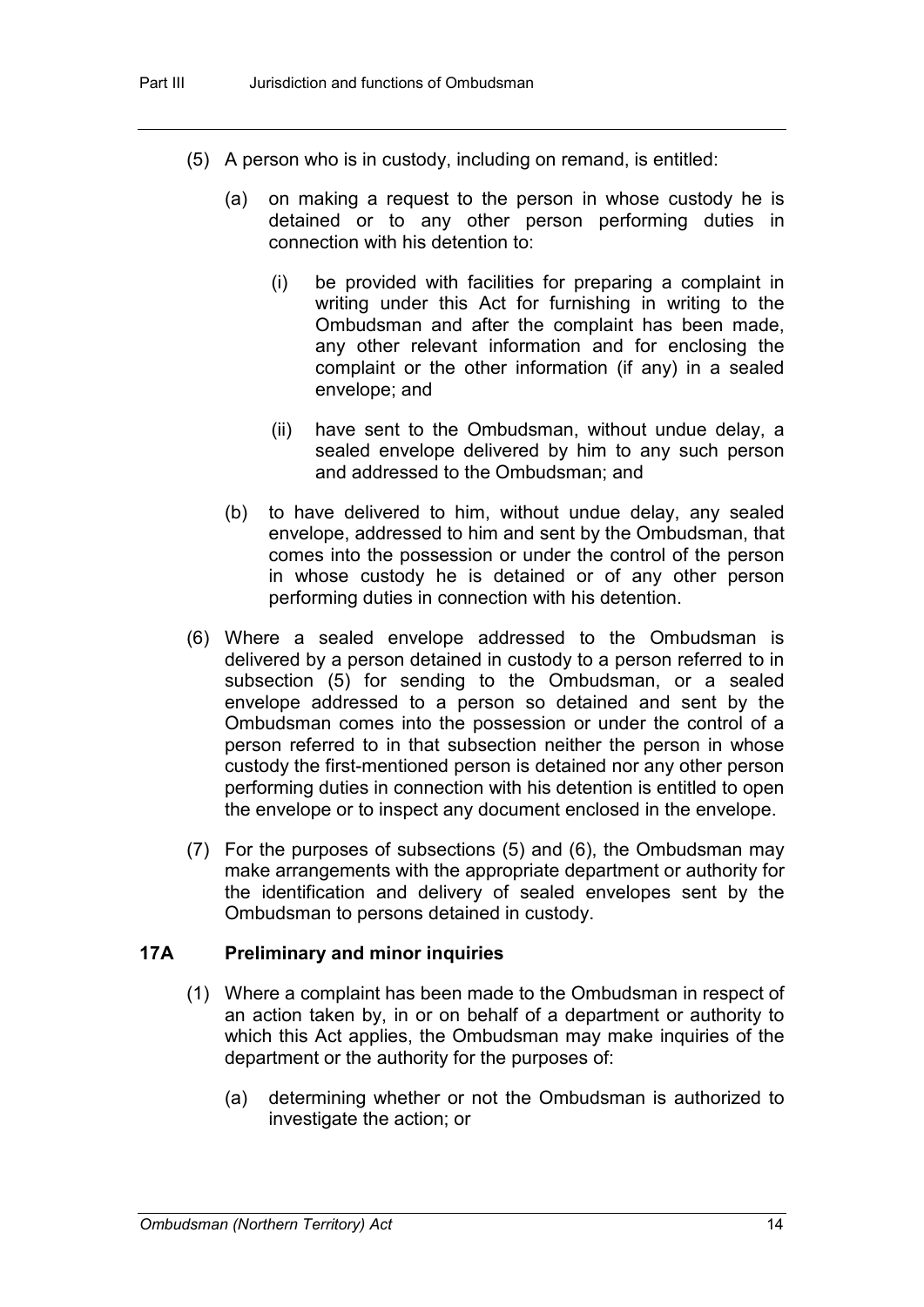(5) A person who is in custody, including on remand, is entitled:

   (a) on making a request to the person in whose custody he is detained or to any other person performing duties in connection with his detention to:

      (i) be provided with facilities for preparing a complaint in writing under this Act for furnishing in writing to the Ombudsman and after the complaint has been made, any other relevant information and for enclosing the complaint or the other information (if any) in a sealed envelope; and

      (ii) have sent to the Ombudsman, without undue delay, a sealed envelope delivered by him to any such person and addressed to the Ombudsman; and

   (b) to have delivered to him, without undue delay, any sealed envelope, addressed to him and sent by the Ombudsman, that comes into the possession or under the control of the person in whose custody he is detained or of any other person performing duties in connection with his detention.

(6) Where a sealed envelope addressed to the Ombudsman is delivered by a person detained in custody to a person referred to in subsection (5) for sending to the Ombudsman, or a sealed envelope addressed to a person so detained and sent by the Ombudsman comes into the possession or under the control of a person referred to in that subsection neither the person in whose custody the first-mentioned person is detained nor any other person performing duties in connection with his detention is entitled to open the envelope or to inspect any document enclosed in the envelope.

(7) For the purposes of subsections (5) and (6), the Ombudsman may make arrangements with the appropriate department or authority for the identification and delivery of sealed envelopes sent by the Ombudsman to persons detained in custody.

### 17A Preliminary and minor inquiries

(1) Where a complaint has been made to the Ombudsman in respect of an action taken by, in or on behalf of a department or authority to which this Act applies, the Ombudsman may make inquiries of the department or the authority for the purposes of:

   (a) determining whether or not the Ombudsman is authorized to investigate the action; or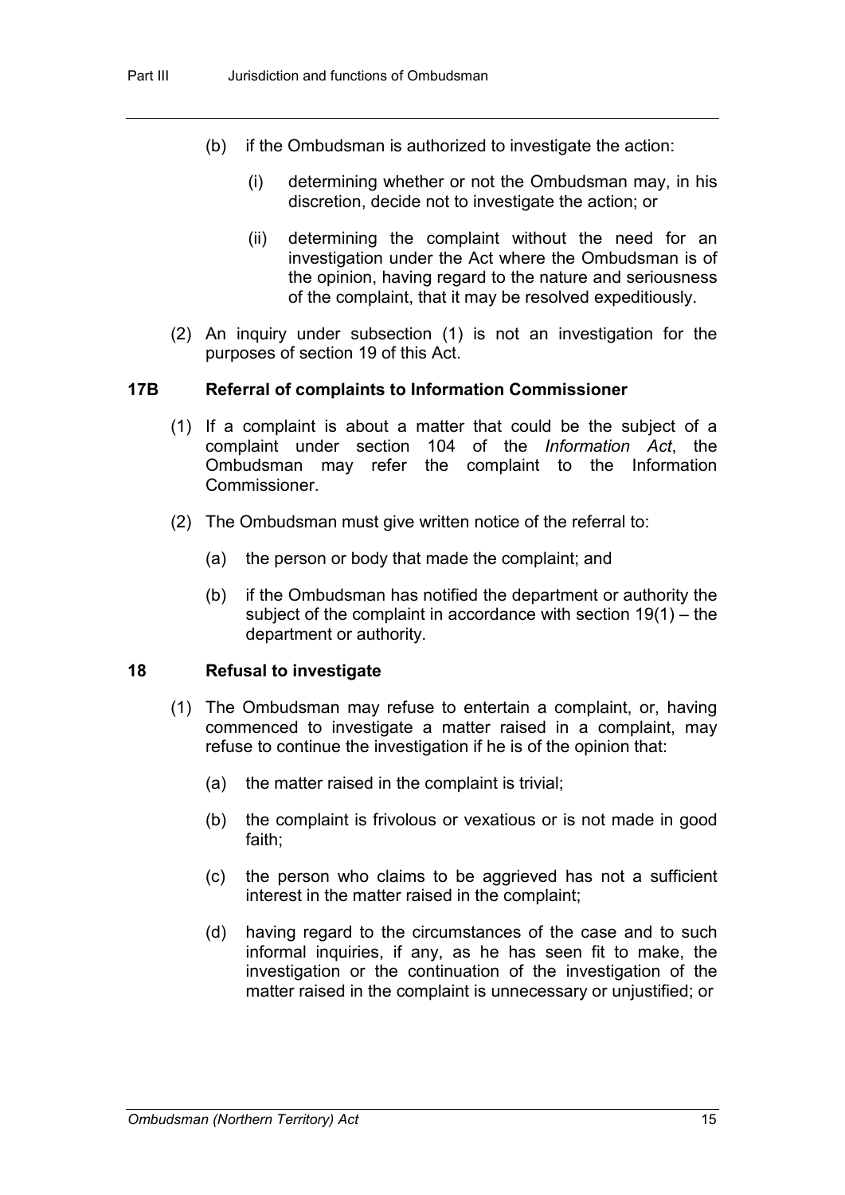(b) if the Ombudsman is authorized to investigate the action:

(i) determining whether or not the Ombudsman may, in his discretion, decide not to investigate the action; or

(ii) determining the complaint without the need for an investigation under the Act where the Ombudsman is of the opinion, having regard to the nature and seriousness of the complaint, that it may be resolved expeditiously.

(2) An inquiry under subsection (1) is not an investigation for the purposes of section 19 of this Act.

### 17B Referral of complaints to Information Commissioner

(1) If a complaint is about a matter that could be the subject of a complaint under section 104 of the *Information Act*, the Ombudsman may refer the complaint to the Information Commissioner.

(2) The Ombudsman must give written notice of the referral to:

(a) the person or body that made the complaint; and

(b) if the Ombudsman has notified the department or authority the subject of the complaint in accordance with section 19(1) – the department or authority.

### 18 Refusal to investigate

(1) The Ombudsman may refuse to entertain a complaint, or, having commenced to investigate a matter raised in a complaint, may refuse to continue the investigation if he is of the opinion that:

(a) the matter raised in the complaint is trivial;

(b) the complaint is frivolous or vexatious or is not made in good faith;

(c) the person who claims to be aggrieved has not a sufficient interest in the matter raised in the complaint;

(d) having regard to the circumstances of the case and to such informal inquiries, if any, as he has seen fit to make, the investigation or the continuation of the investigation of the matter raised in the complaint is unnecessary or unjustified; or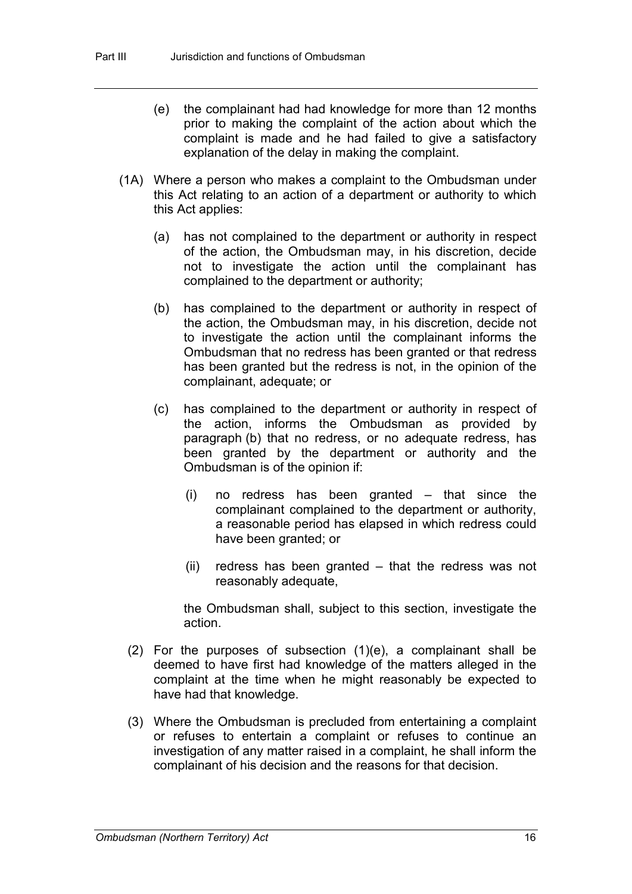(e) the complainant had had knowledge for more than 12 months prior to making the complaint of the action about which the complaint is made and he had failed to give a satisfactory explanation of the delay in making the complaint.

(1A) Where a person who makes a complaint to the Ombudsman under this Act relating to an action of a department or authority to which this Act applies:

(a) has not complained to the department or authority in respect of the action, the Ombudsman may, in his discretion, decide not to investigate the action until the complainant has complained to the department or authority;

(b) has complained to the department or authority in respect of the action, the Ombudsman may, in his discretion, decide not to investigate the action until the complainant informs the Ombudsman that no redress has been granted or that redress has been granted but the redress is not, in the opinion of the complainant, adequate; or

(c) has complained to the department or authority in respect of the action, informs the Ombudsman as provided by paragraph (b) that no redress, or no adequate redress, has been granted by the department or authority and the Ombudsman is of the opinion if:

(i) no redress has been granted – that since the complainant complained to the department or authority, a reasonable period has elapsed in which redress could have been granted; or

(ii) redress has been granted – that the redress was not reasonably adequate,

the Ombudsman shall, subject to this section, investigate the action.

(2) For the purposes of subsection (1)(e), a complainant shall be deemed to have first had knowledge of the matters alleged in the complaint at the time when he might reasonably be expected to have had that knowledge.

(3) Where the Ombudsman is precluded from entertaining a complaint or refuses to entertain a complaint or refuses to continue an investigation of any matter raised in a complaint, he shall inform the complainant of his decision and the reasons for that decision.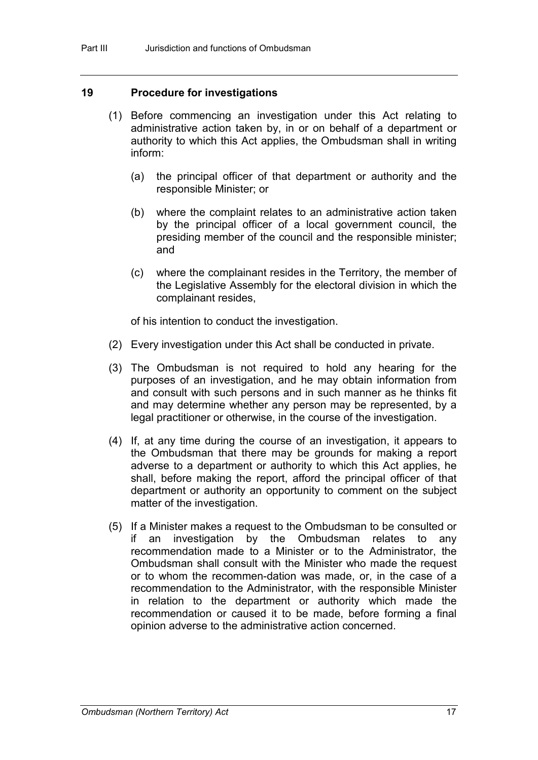## 19 Procedure for investigations

(1) Before commencing an investigation under this Act relating to administrative action taken by, in or on behalf of a department or authority to which this Act applies, the Ombudsman shall in writing inform:

(a) the principal officer of that department or authority and the responsible Minister; or

(b) where the complaint relates to an administrative action taken by the principal officer of a local government council, the presiding member of the council and the responsible minister; and

(c) where the complainant resides in the Territory, the member of the Legislative Assembly for the electoral division in which the complainant resides,

of his intention to conduct the investigation.

(2) Every investigation under this Act shall be conducted in private.

(3) The Ombudsman is not required to hold any hearing for the purposes of an investigation, and he may obtain information from and consult with such persons and in such manner as he thinks fit and may determine whether any person may be represented, by a legal practitioner or otherwise, in the course of the investigation.

(4) If, at any time during the course of an investigation, it appears to the Ombudsman that there may be grounds for making a report adverse to a department or authority to which this Act applies, he shall, before making the report, afford the principal officer of that department or authority an opportunity to comment on the subject matter of the investigation.

(5) If a Minister makes a request to the Ombudsman to be consulted or if an investigation by the Ombudsman relates to any recommendation made to a Minister or to the Administrator, the Ombudsman shall consult with the Minister who made the request or to whom the recommen-dation was made, or, in the case of a recommendation to the Administrator, with the responsible Minister in relation to the department or authority which made the recommendation or caused it to be made, before forming a final opinion adverse to the administrative action concerned.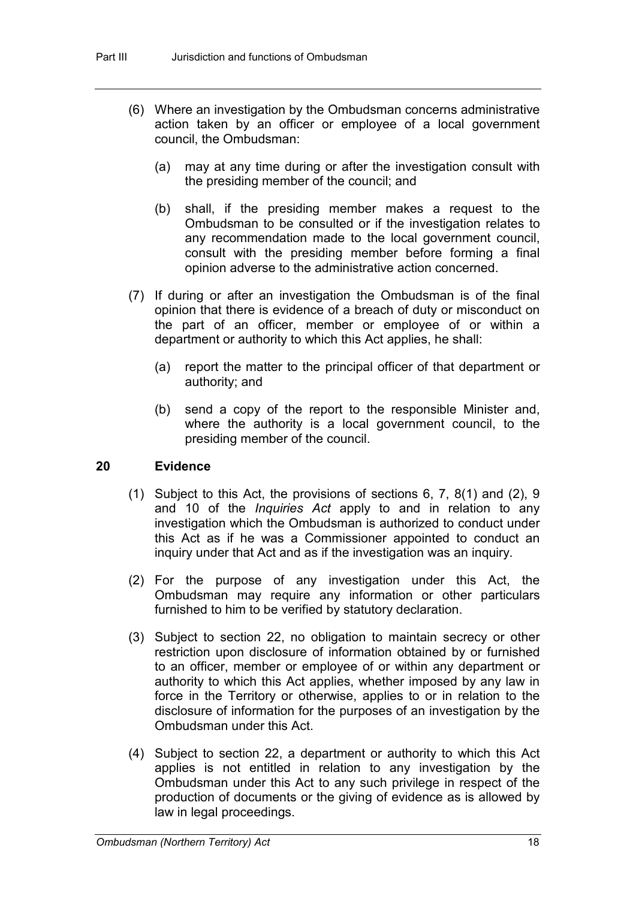(6) Where an investigation by the Ombudsman concerns administrative action taken by an officer or employee of a local government council, the Ombudsman:

(a) may at any time during or after the investigation consult with the presiding member of the council; and

(b) shall, if the presiding member makes a request to the Ombudsman to be consulted or if the investigation relates to any recommendation made to the local government council, consult with the presiding member before forming a final opinion adverse to the administrative action concerned.

(7) If during or after an investigation the Ombudsman is of the final opinion that there is evidence of a breach of duty or misconduct on the part of an officer, member or employee of or within a department or authority to which this Act applies, he shall:

(a) report the matter to the principal officer of that department or authority; and

(b) send a copy of the report to the responsible Minister and, where the authority is a local government council, to the presiding member of the council.

### 20 Evidence

(1) Subject to this Act, the provisions of sections 6, 7, 8(1) and (2), 9 and 10 of the *Inquiries Act* apply to and in relation to any investigation which the Ombudsman is authorized to conduct under this Act as if he was a Commissioner appointed to conduct an inquiry under that Act and as if the investigation was an inquiry.

(2) For the purpose of any investigation under this Act, the Ombudsman may require any information or other particulars furnished to him to be verified by statutory declaration.

(3) Subject to section 22, no obligation to maintain secrecy or other restriction upon disclosure of information obtained by or furnished to an officer, member or employee of or within any department or authority to which this Act applies, whether imposed by any law in force in the Territory or otherwise, applies to or in relation to the disclosure of information for the purposes of an investigation by the Ombudsman under this Act.

(4) Subject to section 22, a department or authority to which this Act applies is not entitled in relation to any investigation by the Ombudsman under this Act to any such privilege in respect of the production of documents or the giving of evidence as is allowed by law in legal proceedings.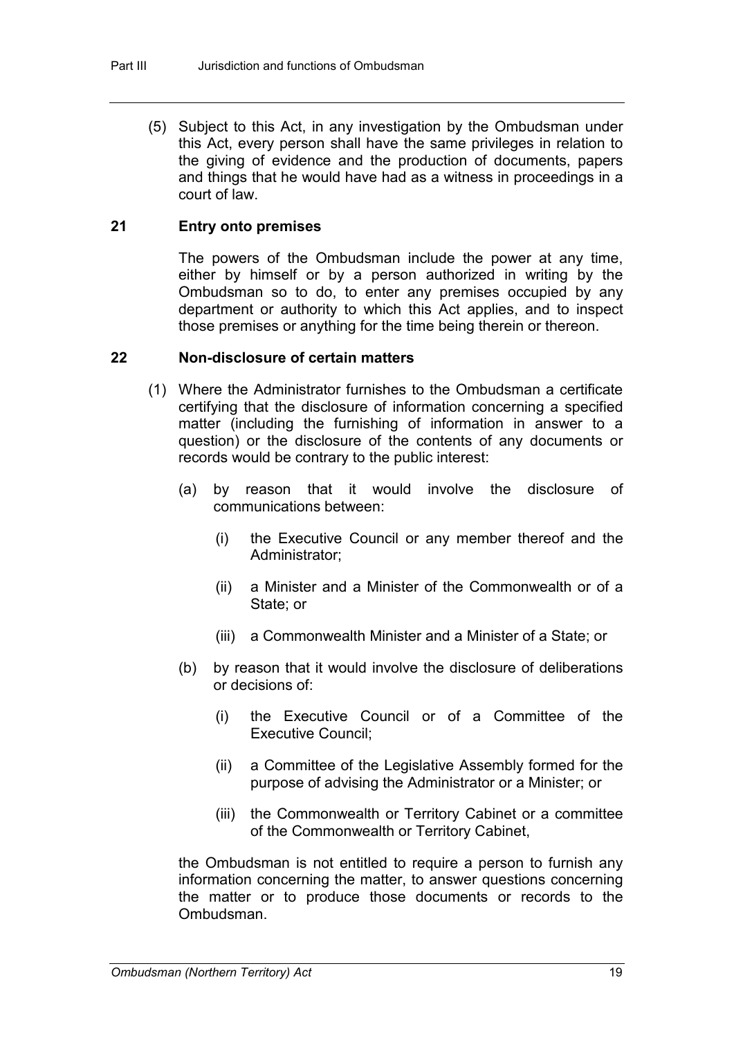(5) Subject to this Act, in any investigation by the Ombudsman under this Act, every person shall have the same privileges in relation to the giving of evidence and the production of documents, papers and things that he would have had as a witness in proceedings in a court of law.

### 21 Entry onto premises

The powers of the Ombudsman include the power at any time, either by himself or by a person authorized in writing by the Ombudsman so to do, to enter any premises occupied by any department or authority to which this Act applies, and to inspect those premises or anything for the time being therein or thereon.

### 22 Non-disclosure of certain matters

(1) Where the Administrator furnishes to the Ombudsman a certificate certifying that the disclosure of information concerning a specified matter (including the furnishing of information in answer to a question) or the disclosure of the contents of any documents or records would be contrary to the public interest:

(a) by reason that it would involve the disclosure of communications between:

(i) the Executive Council or any member thereof and the Administrator;

(ii) a Minister and a Minister of the Commonwealth or of a State; or

(iii) a Commonwealth Minister and a Minister of a State; or

(b) by reason that it would involve the disclosure of deliberations or decisions of:

(i) the Executive Council or of a Committee of the Executive Council;

(ii) a Committee of the Legislative Assembly formed for the purpose of advising the Administrator or a Minister; or

(iii) the Commonwealth or Territory Cabinet or a committee of the Commonwealth or Territory Cabinet,

the Ombudsman is not entitled to require a person to furnish any information concerning the matter, to answer questions concerning the matter or to produce those documents or records to the Ombudsman.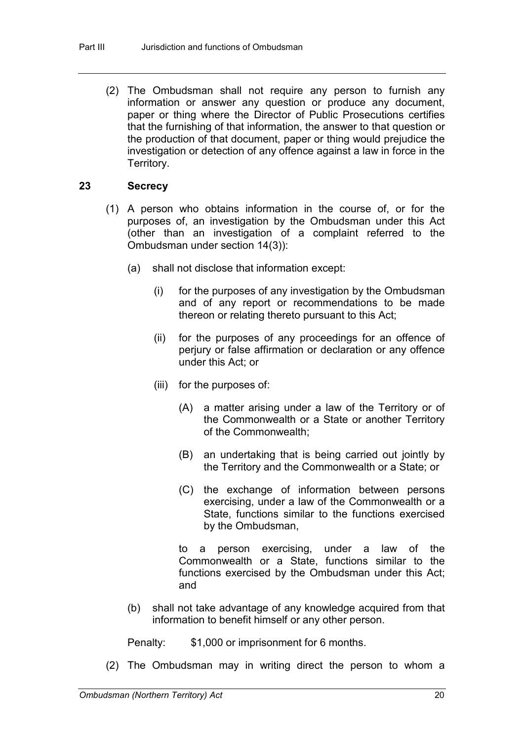(2) The Ombudsman shall not require any person to furnish any information or answer any question or produce any document, paper or thing where the Director of Public Prosecutions certifies that the furnishing of that information, the answer to that question or the production of that document, paper or thing would prejudice the investigation or detection of any offence against a law in force in the Territory.

### 23 Secrecy

(1) A person who obtains information in the course of, or for the purposes of, an investigation by the Ombudsman under this Act (other than an investigation of a complaint referred to the Ombudsman under section 14(3)):

(a) shall not disclose that information except:

(i) for the purposes of any investigation by the Ombudsman and of any report or recommendations to be made thereon or relating thereto pursuant to this Act;

(ii) for the purposes of any proceedings for an offence of perjury or false affirmation or declaration or any offence under this Act; or

(iii) for the purposes of:

(A) a matter arising under a law of the Territory or of the Commonwealth or a State or another Territory of the Commonwealth;

(B) an undertaking that is being carried out jointly by the Territory and the Commonwealth or a State; or

(C) the exchange of information between persons exercising, under a law of the Commonwealth or a State, functions similar to the functions exercised by the Ombudsman,

to a person exercising, under a law of the Commonwealth or a State, functions similar to the functions exercised by the Ombudsman under this Act; and

(b) shall not take advantage of any knowledge acquired from that information to benefit himself or any other person.

Penalty: $1,000 or imprisonment for 6 months.

(2) The Ombudsman may in writing direct the person to whom a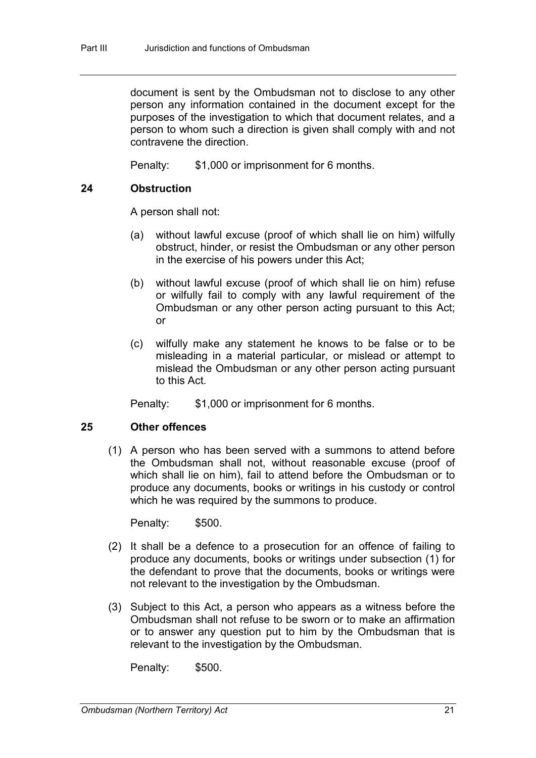document is sent by the Ombudsman not to disclose to any other person any information contained in the document except for the purposes of the investigation to which that document relates, and a person to whom such a direction is given shall comply with and not contravene the direction.

Penalty: $1,000 or imprisonment for 6 months.

## 24 Obstruction

A person shall not:

(a) without lawful excuse (proof of which shall lie on him) wilfully obstruct, hinder, or resist the Ombudsman or any other person in the exercise of his powers under this Act;

(b) without lawful excuse (proof of which shall lie on him) refuse or wilfully fail to comply with any lawful requirement of the Ombudsman or any other person acting pursuant to this Act; or

(c) wilfully make any statement he knows to be false or to be misleading in a material particular, or mislead or attempt to mislead the Ombudsman or any other person acting pursuant to this Act.

Penalty: $1,000 or imprisonment for 6 months.

## 25 Other offences

(1) A person who has been served with a summons to attend before the Ombudsman shall not, without reasonable excuse (proof of which shall lie on him), fail to attend before the Ombudsman or to produce any documents, books or writings in his custody or control which he was required by the summons to produce.

Penalty: $500.

(2) It shall be a defence to a prosecution for an offence of failing to produce any documents, books or writings under subsection (1) for the defendant to prove that the documents, books or writings were not relevant to the investigation by the Ombudsman.

(3) Subject to this Act, a person who appears as a witness before the Ombudsman shall not refuse to be sworn or to make an affirmation or to answer any question put to him by the Ombudsman that is relevant to the investigation by the Ombudsman.

Penalty: $500.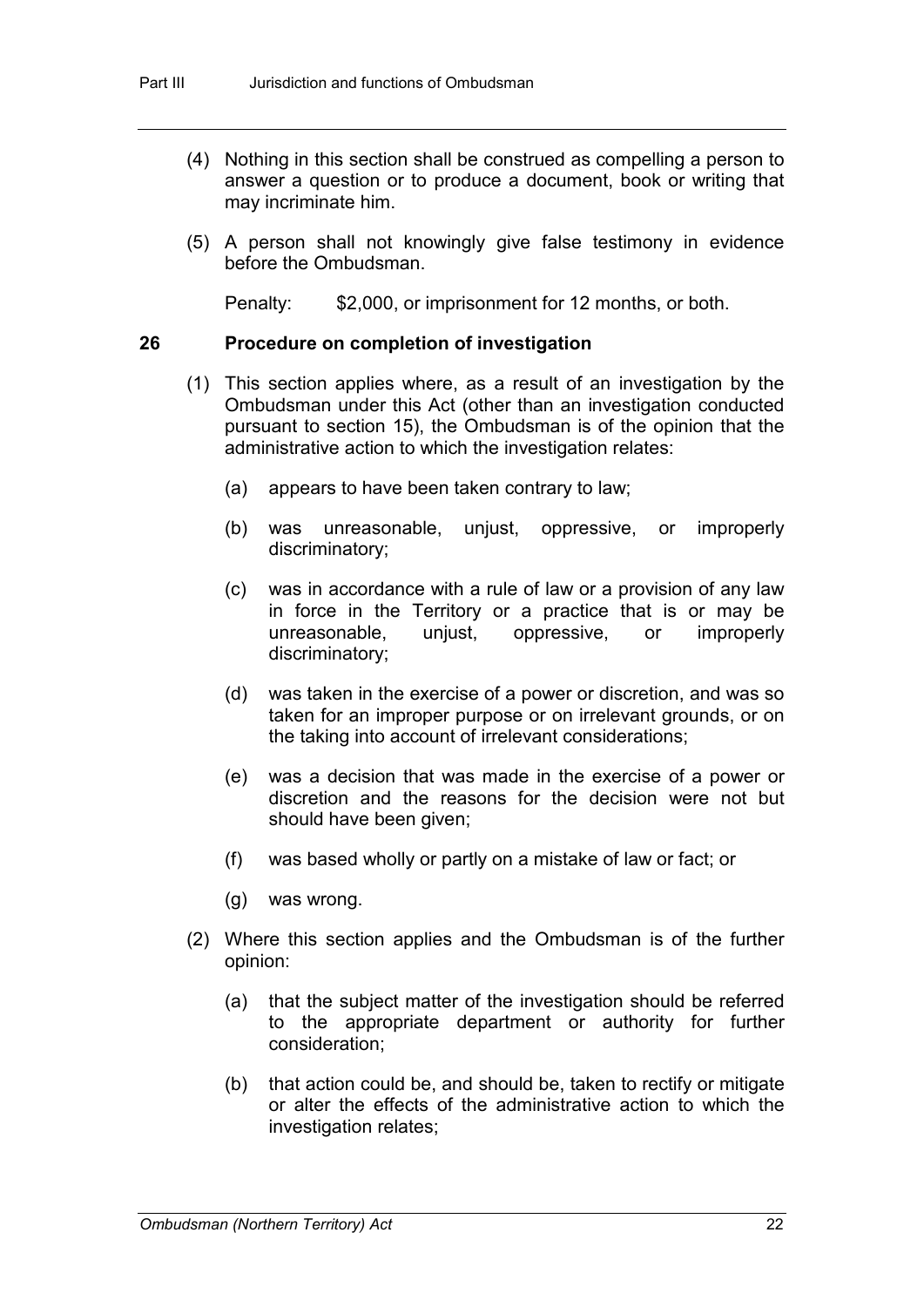(4) Nothing in this section shall be construed as compelling a person to answer a question or to produce a document, book or writing that may incriminate him.

(5) A person shall not knowingly give false testimony in evidence before the Ombudsman.

Penalty: $2,000, or imprisonment for 12 months, or both.

### 26 Procedure on completion of investigation

(1) This section applies where, as a result of an investigation by the Ombudsman under this Act (other than an investigation conducted pursuant to section 15), the Ombudsman is of the opinion that the administrative action to which the investigation relates:

(a) appears to have been taken contrary to law;

(b) was unreasonable, unjust, oppressive, or improperly discriminatory;

(c) was in accordance with a rule of law or a provision of any law in force in the Territory or a practice that is or may be unreasonable, unjust, oppressive, or improperly discriminatory;

(d) was taken in the exercise of a power or discretion, and was so taken for an improper purpose or on irrelevant grounds, or on the taking into account of irrelevant considerations;

(e) was a decision that was made in the exercise of a power or discretion and the reasons for the decision were not but should have been given;

(f) was based wholly or partly on a mistake of law or fact; or

(g) was wrong.

(2) Where this section applies and the Ombudsman is of the further opinion:

(a) that the subject matter of the investigation should be referred to the appropriate department or authority for further consideration;

(b) that action could be, and should be, taken to rectify or mitigate or alter the effects of the administrative action to which the investigation relates;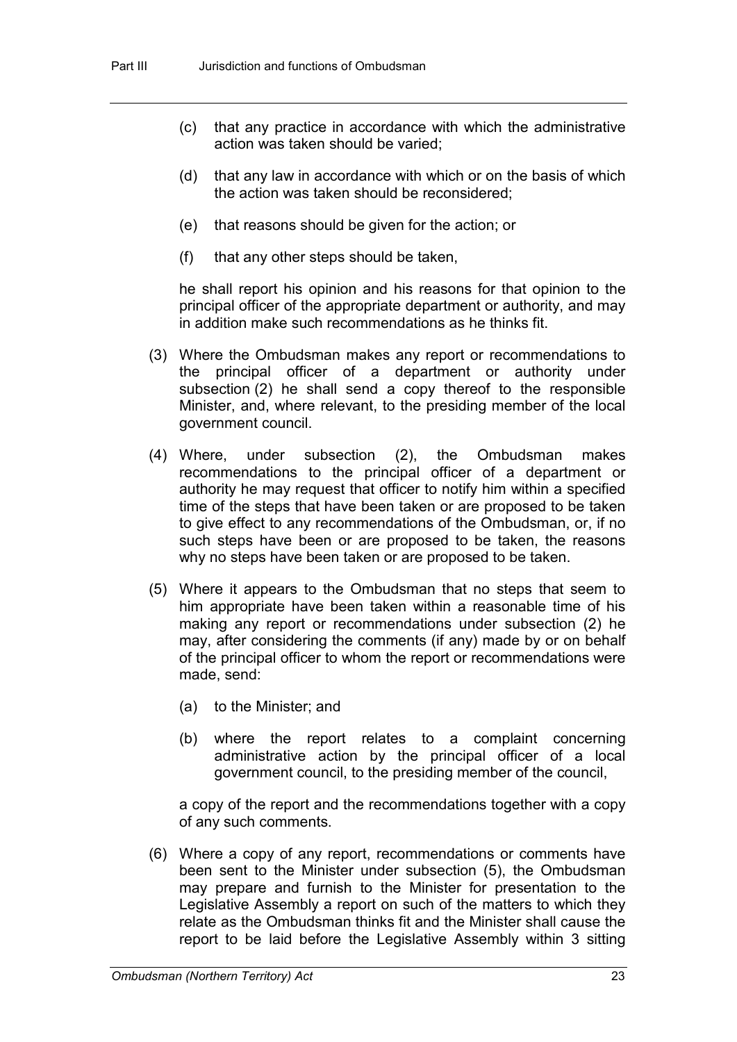(c) that any practice in accordance with which the administrative action was taken should be varied;

(d) that any law in accordance with which or on the basis of which the action was taken should be reconsidered;

(e) that reasons should be given for the action; or

(f) that any other steps should be taken,

he shall report his opinion and his reasons for that opinion to the principal officer of the appropriate department or authority, and may in addition make such recommendations as he thinks fit.

(3) Where the Ombudsman makes any report or recommendations to the principal officer of a department or authority under subsection (2) he shall send a copy thereof to the responsible Minister, and, where relevant, to the presiding member of the local government council.

(4) Where, under subsection (2), the Ombudsman makes recommendations to the principal officer of a department or authority he may request that officer to notify him within a specified time of the steps that have been taken or are proposed to be taken to give effect to any recommendations of the Ombudsman, or, if no such steps have been or are proposed to be taken, the reasons why no steps have been taken or are proposed to be taken.

(5) Where it appears to the Ombudsman that no steps that seem to him appropriate have been taken within a reasonable time of his making any report or recommendations under subsection (2) he may, after considering the comments (if any) made by or on behalf of the principal officer to whom the report or recommendations were made, send:

(a) to the Minister; and

(b) where the report relates to a complaint concerning administrative action by the principal officer of a local government council, to the presiding member of the council,

a copy of the report and the recommendations together with a copy of any such comments.

(6) Where a copy of any report, recommendations or comments have been sent to the Minister under subsection (5), the Ombudsman may prepare and furnish to the Minister for presentation to the Legislative Assembly a report on such of the matters to which they relate as the Ombudsman thinks fit and the Minister shall cause the report to be laid before the Legislative Assembly within 3 sitting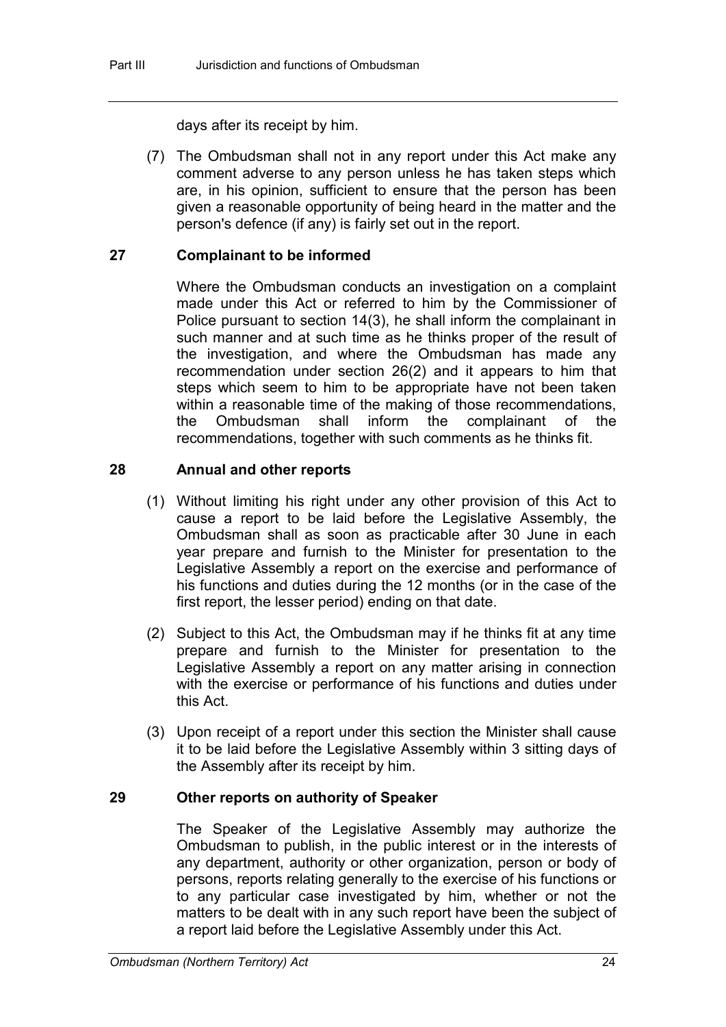days after its receipt by him.

(7) The Ombudsman shall not in any report under this Act make any comment adverse to any person unless he has taken steps which are, in his opinion, sufficient to ensure that the person has been given a reasonable opportunity of being heard in the matter and the person's defence (if any) is fairly set out in the report.

### 27 Complainant to be informed

Where the Ombudsman conducts an investigation on a complaint made under this Act or referred to him by the Commissioner of Police pursuant to section 14(3), he shall inform the complainant in such manner and at such time as he thinks proper of the result of the investigation, and where the Ombudsman has made any recommendation under section 26(2) and it appears to him that steps which seem to him to be appropriate have not been taken within a reasonable time of the making of those recommendations, the Ombudsman shall inform the complainant of the recommendations, together with such comments as he thinks fit.

### 28 Annual and other reports

(1) Without limiting his right under any other provision of this Act to cause a report to be laid before the Legislative Assembly, the Ombudsman shall as soon as practicable after 30 June in each year prepare and furnish to the Minister for presentation to the Legislative Assembly a report on the exercise and performance of his functions and duties during the 12 months (or in the case of the first report, the lesser period) ending on that date.

(2) Subject to this Act, the Ombudsman may if he thinks fit at any time prepare and furnish to the Minister for presentation to the Legislative Assembly a report on any matter arising in connection with the exercise or performance of his functions and duties under this Act.

(3) Upon receipt of a report under this section the Minister shall cause it to be laid before the Legislative Assembly within 3 sitting days of the Assembly after its receipt by him.

### 29 Other reports on authority of Speaker

The Speaker of the Legislative Assembly may authorize the Ombudsman to publish, in the public interest or in the interests of any department, authority or other organization, person or body of persons, reports relating generally to the exercise of his functions or to any particular case investigated by him, whether or not the matters to be dealt with in any such report have been the subject of a report laid before the Legislative Assembly under this Act.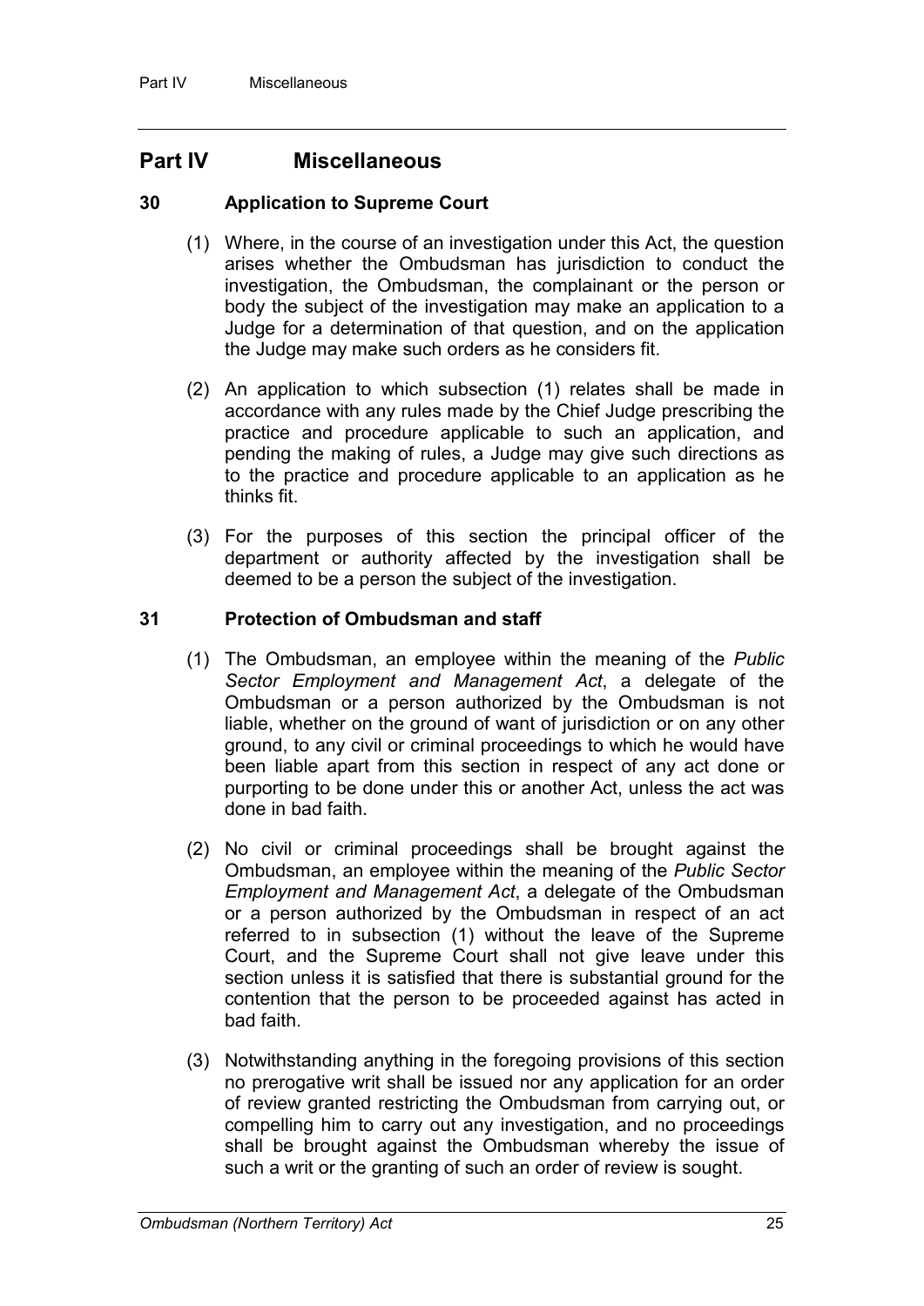## Part IV Miscellaneous

### 30 Application to Supreme Court

(1) Where, in the course of an investigation under this Act, the question arises whether the Ombudsman has jurisdiction to conduct the investigation, the Ombudsman, the complainant or the person or body the subject of the investigation may make an application to a Judge for a determination of that question, and on the application the Judge may make such orders as he considers fit.

(2) An application to which subsection (1) relates shall be made in accordance with any rules made by the Chief Judge prescribing the practice and procedure applicable to such an application, and pending the making of rules, a Judge may give such directions as to the practice and procedure applicable to an application as he thinks fit.

(3) For the purposes of this section the principal officer of the department or authority affected by the investigation shall be deemed to be a person the subject of the investigation.

### 31 Protection of Ombudsman and staff

(1) The Ombudsman, an employee within the meaning of the *Public Sector Employment and Management Act*, a delegate of the Ombudsman or a person authorized by the Ombudsman is not liable, whether on the ground of want of jurisdiction or on any other ground, to any civil or criminal proceedings to which he would have been liable apart from this section in respect of any act done or purporting to be done under this or another Act, unless the act was done in bad faith.

(2) No civil or criminal proceedings shall be brought against the Ombudsman, an employee within the meaning of the *Public Sector Employment and Management Act*, a delegate of the Ombudsman or a person authorized by the Ombudsman in respect of an act referred to in subsection (1) without the leave of the Supreme Court, and the Supreme Court shall not give leave under this section unless it is satisfied that there is substantial ground for the contention that the person to be proceeded against has acted in bad faith.

(3) Notwithstanding anything in the foregoing provisions of this section no prerogative writ shall be issued nor any application for an order of review granted restricting the Ombudsman from carrying out, or compelling him to carry out any investigation, and no proceedings shall be brought against the Ombudsman whereby the issue of such a writ or the granting of such an order of review is sought.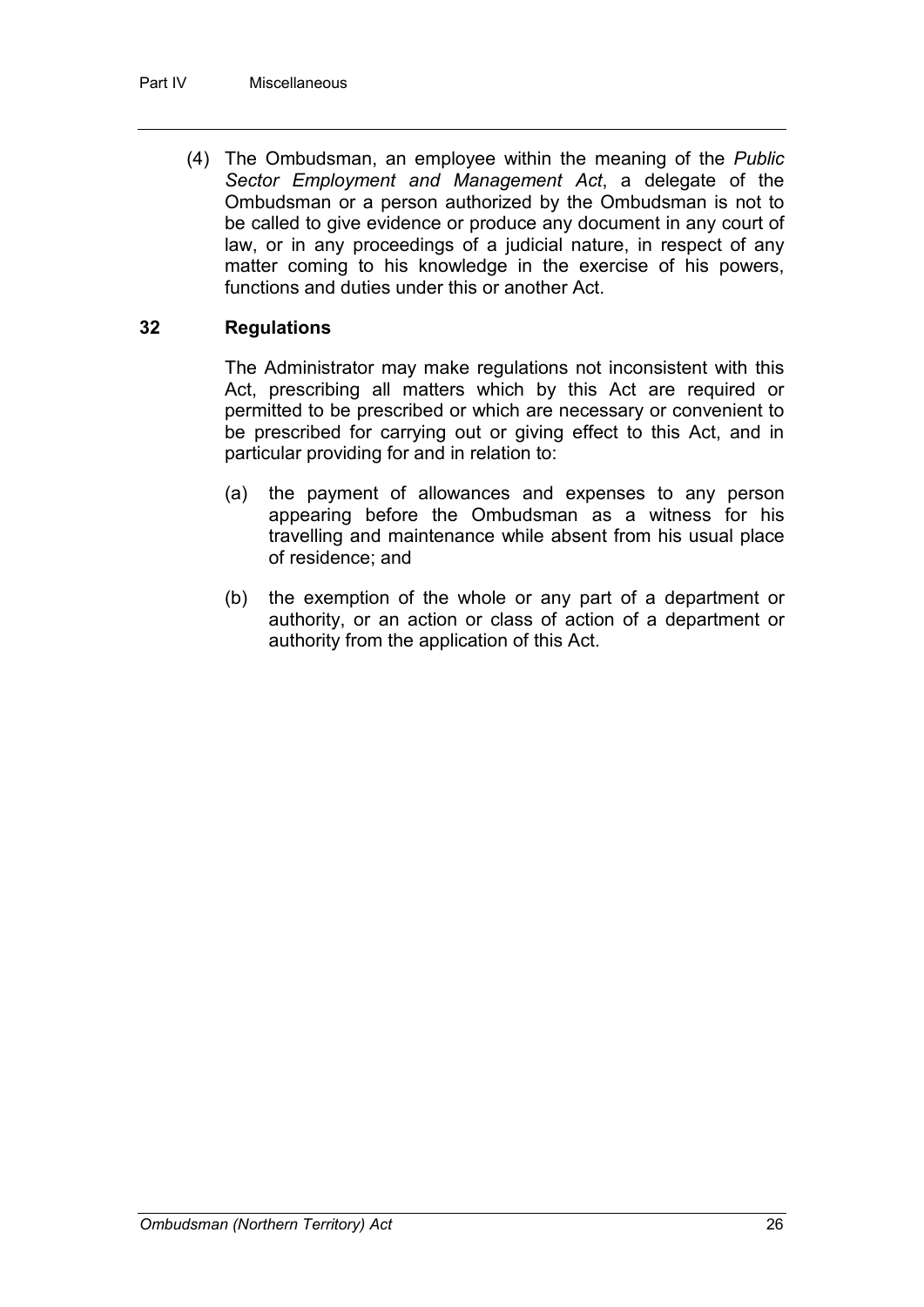(4) The Ombudsman, an employee within the meaning of the *Public Sector Employment and Management Act*, a delegate of the Ombudsman or a person authorized by the Ombudsman is not to be called to give evidence or produce any document in any court of law, or in any proceedings of a judicial nature, in respect of any matter coming to his knowledge in the exercise of his powers, functions and duties under this or another Act.

### 32 Regulations

The Administrator may make regulations not inconsistent with this Act, prescribing all matters which by this Act are required or permitted to be prescribed or which are necessary or convenient to be prescribed for carrying out or giving effect to this Act, and in particular providing for and in relation to:

(a) the payment of allowances and expenses to any person appearing before the Ombudsman as a witness for his travelling and maintenance while absent from his usual place of residence; and

(b) the exemption of the whole or any part of a department or authority, or an action or class of action of a department or authority from the application of this Act.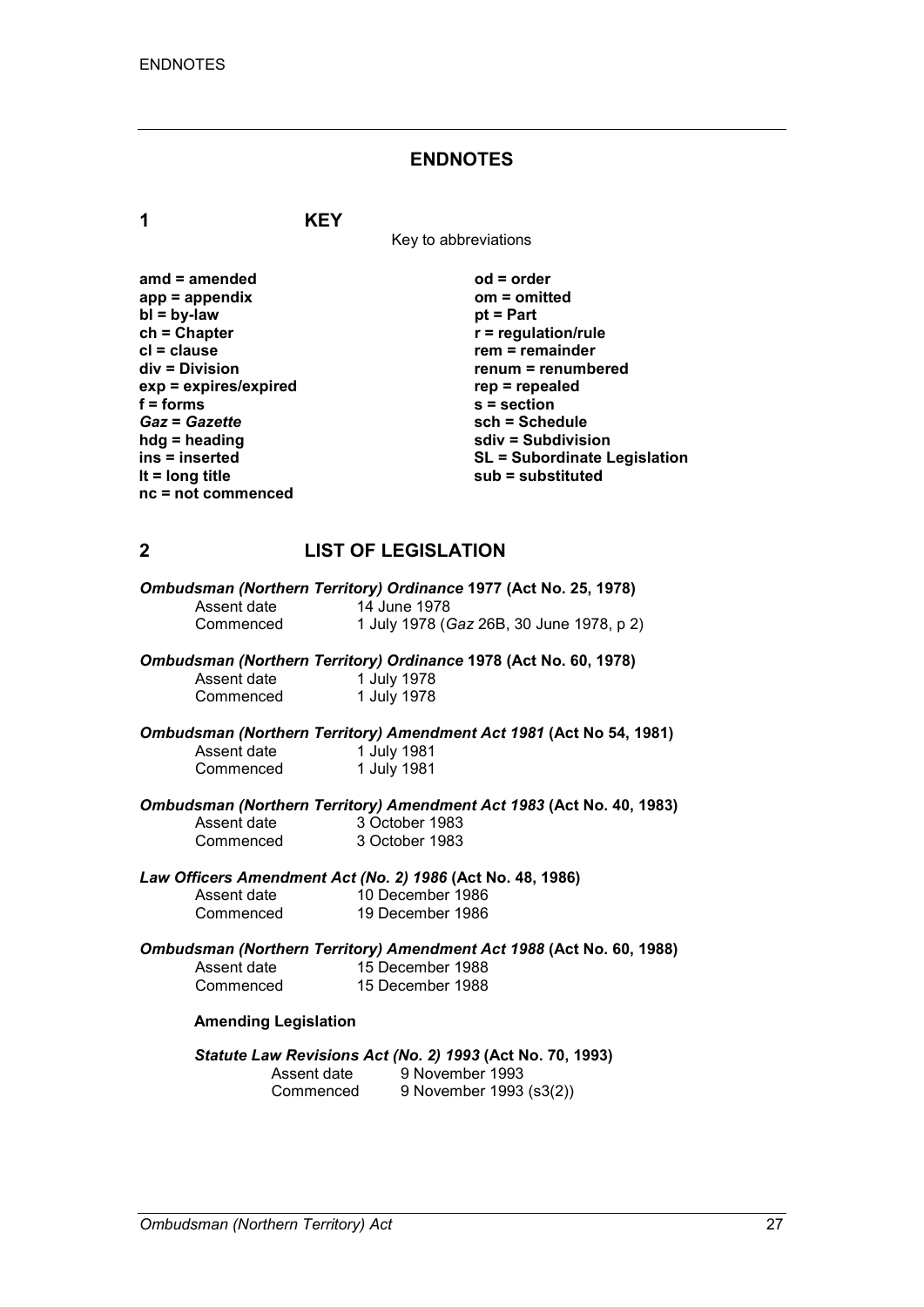# ENDNOTES

## 1 KEY

Key to abbreviations

**amd = amended**
**app = appendix**
**bl = by-law**
**ch = Chapter**
**cl = clause**
**div = Division**
**exp = expires/expired**
**f = forms**
***Gaz* = *Gazette***
**hdg = heading**
**ins = inserted**
**lt = long title**
**nc = not commenced**
**od = order**
**om = omitted**
**pt = Part**
**r = regulation/rule**
**rem = remainder**
**renum = renumbered**
**rep = repealed**
**s = section**
**sch = Schedule**
**sdiv = Subdivision**
**SL = Subordinate Legislation**
**sub = substituted**

## 2 LIST OF LEGISLATION

***Ombudsman (Northern Territory) Ordinance* 1977 (Act No. 25, 1978)**

| | |
|---|---|
| Assent date | 14 June 1978 |
| Commenced | 1 July 1978 (*Gaz* 26B, 30 June 1978, p 2) |

***Ombudsman (Northern Territory) Ordinance* 1978 (Act No. 60, 1978)**

| | |
|---|---|
| Assent date | 1 July 1978 |
| Commenced | 1 July 1978 |

***Ombudsman (Northern Territory) Amendment Act 1981* (Act No 54, 1981)**

| | |
|---|---|
| Assent date | 1 July 1981 |
| Commenced | 1 July 1981 |

***Ombudsman (Northern Territory) Amendment Act 1983* (Act No. 40, 1983)**

| | |
|---|---|
| Assent date | 3 October 1983 |
| Commenced | 3 October 1983 |

***Law Officers Amendment Act (No. 2) 1986* (Act No. 48, 1986)**

| | |
|---|---|
| Assent date | 10 December 1986 |
| Commenced | 19 December 1986 |

***Ombudsman (Northern Territory) Amendment Act 1988* (Act No. 60, 1988)**

| | |
|---|---|
| Assent date | 15 December 1988 |
| Commenced | 15 December 1988 |

**Amending Legislation**

***Statute Law Revisions Act (No. 2) 1993* (Act No. 70, 1993)**

| | |
|---|---|
| Assent date | 9 November 1993 |
| Commenced | 9 November 1993 (s3(2)) |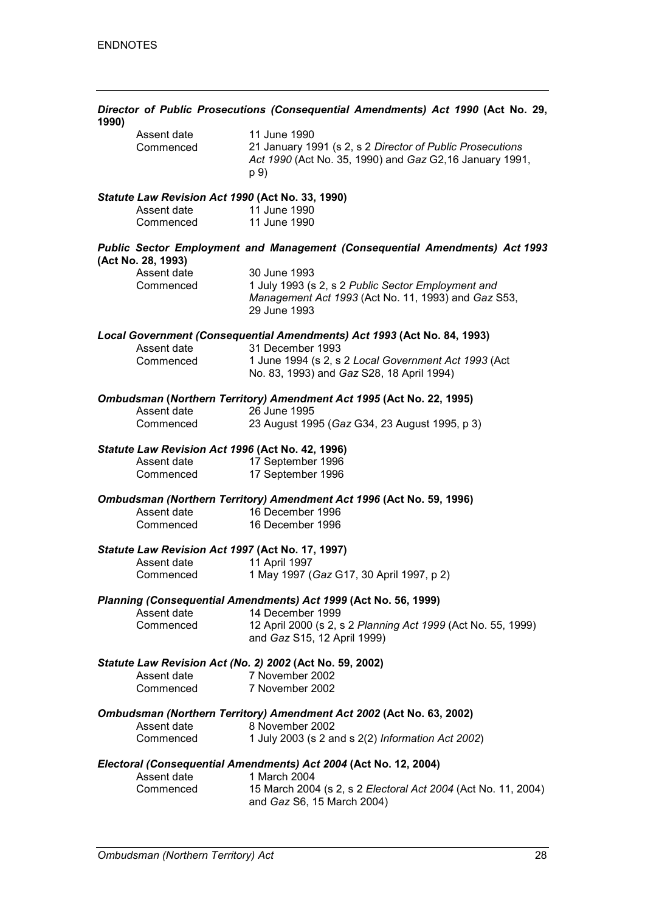***Director of Public Prosecutions (Consequential Amendments) Act 1990* (Act No. 29, 1990)**

| | |
|---|---|
| Assent date | 11 June 1990 |
| Commenced | 21 January 1991 (s 2, s 2 *Director of Public Prosecutions Act 1990* (Act No. 35, 1990) and *Gaz* G2,16 January 1991, p 9) |

***Statute Law Revision Act 1990* (Act No. 33, 1990)**

| | |
|---|---|
| Assent date | 11 June 1990 |
| Commenced | 11 June 1990 |

***Public Sector Employment and Management (Consequential Amendments) Act 1993* (Act No. 28, 1993)**

| | |
|---|---|
| Assent date | 30 June 1993 |
| Commenced | 1 July 1993 (s 2, s 2 *Public Sector Employment and Management Act 1993* (Act No. 11, 1993) and *Gaz* S53, 29 June 1993 |

***Local Government (Consequential Amendments) Act 1993* (Act No. 84, 1993)**

| | |
|---|---|
| Assent date | 31 December 1993 |
| Commenced | 1 June 1994 (s 2, s 2 *Local Government Act 1993* (Act No. 83, 1993) and *Gaz* S28, 18 April 1994) |

***Ombudsman (Northern Territory) Amendment Act 1995* (Act No. 22, 1995)**

| | |
|---|---|
| Assent date | 26 June 1995 |
| Commenced | 23 August 1995 (*Gaz* G34, 23 August 1995, p 3) |

***Statute Law Revision Act 1996* (Act No. 42, 1996)**

| | |
|---|---|
| Assent date | 17 September 1996 |
| Commenced | 17 September 1996 |

***Ombudsman (Northern Territory) Amendment Act 1996* (Act No. 59, 1996)**

| | |
|---|---|
| Assent date | 16 December 1996 |
| Commenced | 16 December 1996 |

***Statute Law Revision Act 1997* (Act No. 17, 1997)**

| | |
|---|---|
| Assent date | 11 April 1997 |
| Commenced | 1 May 1997 (*Gaz* G17, 30 April 1997, p 2) |

***Planning (Consequential Amendments) Act 1999* (Act No. 56, 1999)**

| | |
|---|---|
| Assent date | 14 December 1999 |
| Commenced | 12 April 2000 (s 2, s 2 *Planning Act 1999* (Act No. 55, 1999) and *Gaz* S15, 12 April 1999) |

***Statute Law Revision Act (No. 2) 2002* (Act No. 59, 2002)**

| | |
|---|---|
| Assent date | 7 November 2002 |
| Commenced | 7 November 2002 |

***Ombudsman (Northern Territory) Amendment Act 2002* (Act No. 63, 2002)**

| | |
|---|---|
| Assent date | 8 November 2002 |
| Commenced | 1 July 2003 (s 2 and s 2(2) *Information Act 2002*) |

***Electoral (Consequential Amendments) Act 2004* (Act No. 12, 2004)**

| | |
|---|---|
| Assent date | 1 March 2004 |
| Commenced | 15 March 2004 (s 2, s 2 *Electoral Act 2004* (Act No. 11, 2004) and *Gaz* S6, 15 March 2004) |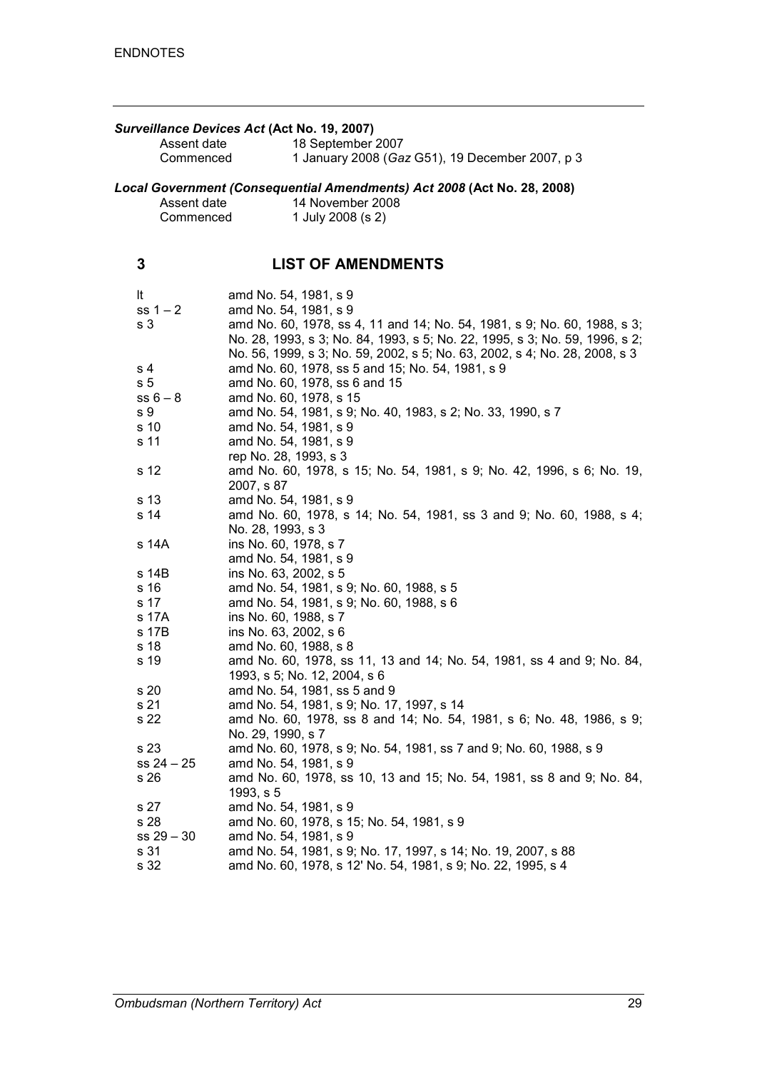*Surveillance Devices Act* **(Act No. 19, 2007)**

| | |
|---|---|
| Assent date | 18 September 2007 |
| Commenced | 1 January 2008 (*Gaz* G51), 19 December 2007, p 3 |

*Local Government (Consequential Amendments) Act 2008* **(Act No. 28, 2008)**

| | |
|---|---|
| Assent date | 14 November 2008 |
| Commenced | 1 July 2008 (s 2) |

## 3 LIST OF AMENDMENTS

| | |
|---|---|
| lt | amd No. 54, 1981, s 9 |
| ss 1 – 2 | amd No. 54, 1981, s 9 |
| s 3 | amd No. 60, 1978, ss 4, 11 and 14; No. 54, 1981, s 9; No. 60, 1988, s 3; No. 28, 1993, s 3; No. 84, 1993, s 5; No. 22, 1995, s 3; No. 59, 1996, s 2; No. 56, 1999, s 3; No. 59, 2002, s 5; No. 63, 2002, s 4; No. 28, 2008, s 3 |
| s 4 | amd No. 60, 1978, ss 5 and 15; No. 54, 1981, s 9 |
| s 5 | amd No. 60, 1978, ss 6 and 15 |
| ss 6 – 8 | amd No. 60, 1978, s 15 |
| s 9 | amd No. 54, 1981, s 9; No. 40, 1983, s 2; No. 33, 1990, s 7 |
| s 10 | amd No. 54, 1981, s 9 |
| s 11 | amd No. 54, 1981, s 9<br>rep No. 28, 1993, s 3 |
| s 12 | amd No. 60, 1978, s 15; No. 54, 1981, s 9; No. 42, 1996, s 6; No. 19, 2007, s 87 |
| s 13 | amd No. 54, 1981, s 9 |
| s 14 | amd No. 60, 1978, s 14; No. 54, 1981, ss 3 and 9; No. 60, 1988, s 4; No. 28, 1993, s 3 |
| s 14A | ins No. 60, 1978, s 7<br>amd No. 54, 1981, s 9 |
| s 14B | ins No. 63, 2002, s 5 |
| s 16 | amd No. 54, 1981, s 9; No. 60, 1988, s 5 |
| s 17 | amd No. 54, 1981, s 9; No. 60, 1988, s 6 |
| s 17A | ins No. 60, 1988, s 7 |
| s 17B | ins No. 63, 2002, s 6 |
| s 18 | amd No. 60, 1988, s 8 |
| s 19 | amd No. 60, 1978, ss 11, 13 and 14; No. 54, 1981, ss 4 and 9; No. 84, 1993, s 5; No. 12, 2004, s 6 |
| s 20 | amd No. 54, 1981, ss 5 and 9 |
| s 21 | amd No. 54, 1981, s 9; No. 17, 1997, s 14 |
| s 22 | amd No. 60, 1978, ss 8 and 14; No. 54, 1981, s 6; No. 48, 1986, s 9; No. 29, 1990, s 7 |
| s 23 | amd No. 60, 1978, s 9; No. 54, 1981, ss 7 and 9; No. 60, 1988, s 9 |
| ss 24 – 25 | amd No. 54, 1981, s 9 |
| s 26 | amd No. 60, 1978, ss 10, 13 and 15; No. 54, 1981, ss 8 and 9; No. 84, 1993, s 5 |
| s 27 | amd No. 54, 1981, s 9 |
| s 28 | amd No. 60, 1978, s 15; No. 54, 1981, s 9 |
| ss 29 – 30 | amd No. 54, 1981, s 9 |
| s 31 | amd No. 54, 1981, s 9; No. 17, 1997, s 14; No. 19, 2007, s 88 |
| s 32 | amd No. 60, 1978, s 12' No. 54, 1981, s 9; No. 22, 1995, s 4 |